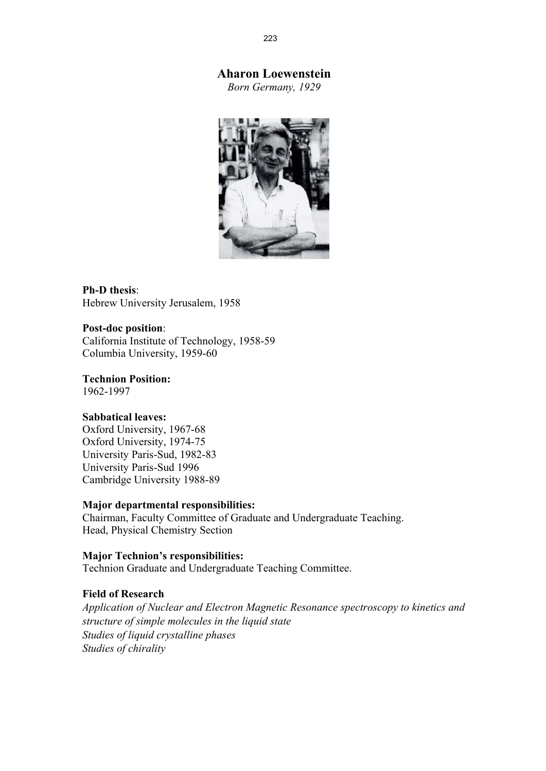# Aharon Loewenstein

*Born Germany, 1929*

**Ph-D thesis**:
Hebrew University Jerusalem, 1958

**Post-doc position**:
California Institute of Technology, 1958-59
Columbia University, 1959-60

**Technion Position:**
1962-1997

**Sabbatical leaves:**
Oxford University, 1967-68
Oxford University, 1974-75
University Paris-Sud, 1982-83
University Paris-Sud 1996
Cambridge University 1988-89

**Major departmental responsibilities:**
Chairman, Faculty Committee of Graduate and Undergraduate Teaching.
Head, Physical Chemistry Section

**Major Technion's responsibilities:**
Technion Graduate and Undergraduate Teaching Committee.

**Field of Research**

*Application of Nuclear and Electron Magnetic Resonance spectroscopy to kinetics and structure of simple molecules in the liquid state*
*Studies of liquid crystalline phases*
*Studies of chirality*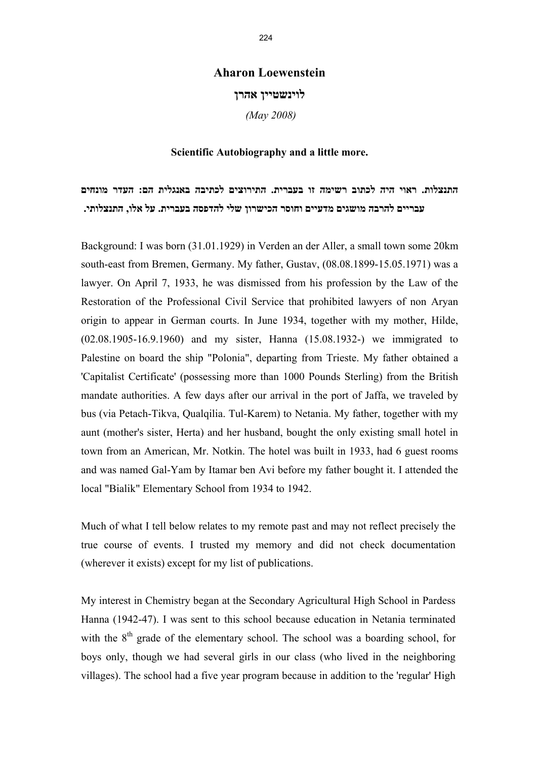# Aharon Loewenstein

## לוינשטיין אהרן

*(May 2008)*

### Scientific Autobiography and a little more.

**התנצלות. ראוי היה לכתוב רשימה זו בעברית. התירוצים לכתיבה באנגלית הם: העדר מונחים עבריים להרבה מושגים מדעיים וחוסר הכישרון שלי להדפסה בעברית. על אלו, התנצלותי.**

Background: I was born (31.01.1929) in Verden an der Aller, a small town some 20km south-east from Bremen, Germany. My father, Gustav, (08.08.1899-15.05.1971) was a lawyer. On April 7, 1933, he was dismissed from his profession by the Law of the Restoration of the Professional Civil Service that prohibited lawyers of non Aryan origin to appear in German courts. In June 1934, together with my mother, Hilde, (02.08.1905-16.9.1960) and my sister, Hanna (15.08.1932-) we immigrated to Palestine on board the ship "Polonia", departing from Trieste. My father obtained a 'Capitalist Certificate' (possessing more than 1000 Pounds Sterling) from the British mandate authorities. A few days after our arrival in the port of Jaffa, we traveled by bus (via Petach-Tikva, Qualqilia. Tul-Karem) to Netania. My father, together with my aunt (mother's sister, Herta) and her husband, bought the only existing small hotel in town from an American, Mr. Notkin. The hotel was built in 1933, had 6 guest rooms and was named Gal-Yam by Itamar ben Avi before my father bought it. I attended the local "Bialik" Elementary School from 1934 to 1942.

Much of what I tell below relates to my remote past and may not reflect precisely the true course of events. I trusted my memory and did not check documentation (wherever it exists) except for my list of publications.

My interest in Chemistry began at the Secondary Agricultural High School in Pardess Hanna (1942-47). I was sent to this school because education in Netania terminated with the 8th grade of the elementary school. The school was a boarding school, for boys only, though we had several girls in our class (who lived in the neighboring villages). The school had a five year program because in addition to the 'regular' High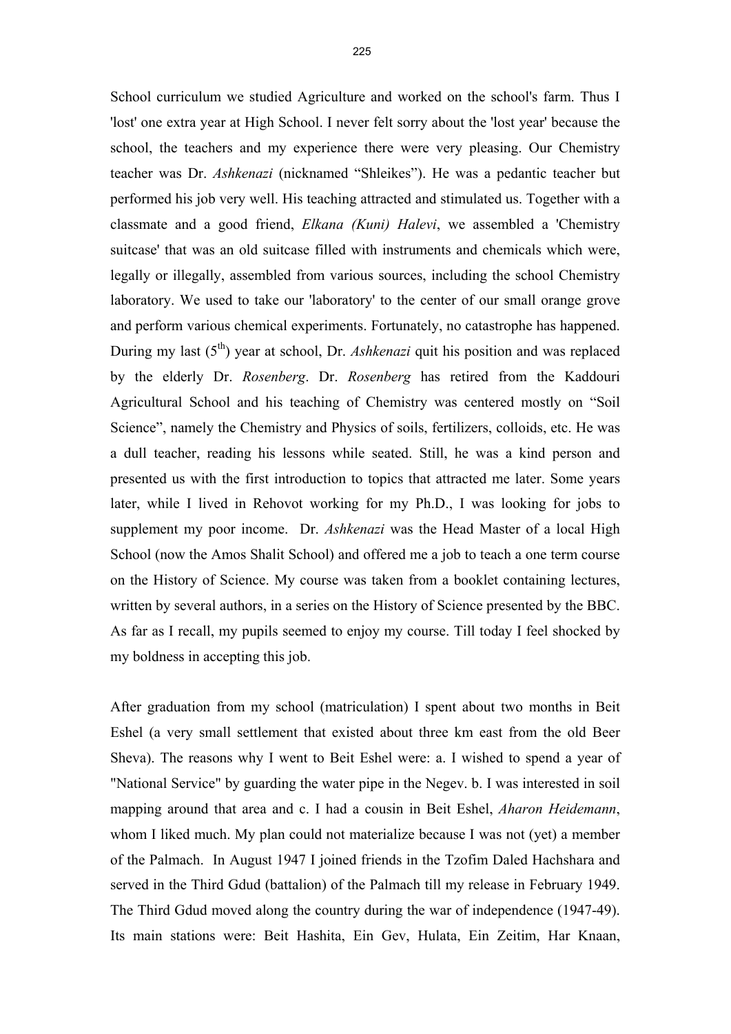School curriculum we studied Agriculture and worked on the school's farm. Thus I 'lost' one extra year at High School. I never felt sorry about the 'lost year' because the school, the teachers and my experience there were very pleasing. Our Chemistry teacher was Dr. *Ashkenazi* (nicknamed "Shleikes"). He was a pedantic teacher but performed his job very well. His teaching attracted and stimulated us. Together with a classmate and a good friend, *Elkana (Kuni) Halevi*, we assembled a 'Chemistry suitcase' that was an old suitcase filled with instruments and chemicals which were, legally or illegally, assembled from various sources, including the school Chemistry laboratory. We used to take our 'laboratory' to the center of our small orange grove and perform various chemical experiments. Fortunately, no catastrophe has happened. During my last (5th) year at school, Dr. *Ashkenazi* quit his position and was replaced by the elderly Dr. *Rosenberg*. Dr. *Rosenberg* has retired from the Kaddouri Agricultural School and his teaching of Chemistry was centered mostly on "Soil Science", namely the Chemistry and Physics of soils, fertilizers, colloids, etc. He was a dull teacher, reading his lessons while seated. Still, he was a kind person and presented us with the first introduction to topics that attracted me later. Some years later, while I lived in Rehovot working for my Ph.D., I was looking for jobs to supplement my poor income. Dr. *Ashkenazi* was the Head Master of a local High School (now the Amos Shalit School) and offered me a job to teach a one term course on the History of Science. My course was taken from a booklet containing lectures, written by several authors, in a series on the History of Science presented by the BBC. As far as I recall, my pupils seemed to enjoy my course. Till today I feel shocked by my boldness in accepting this job.

After graduation from my school (matriculation) I spent about two months in Beit Eshel (a very small settlement that existed about three km east from the old Beer Sheva). The reasons why I went to Beit Eshel were: a. I wished to spend a year of "National Service" by guarding the water pipe in the Negev. b. I was interested in soil mapping around that area and c. I had a cousin in Beit Eshel, *Aharon Heidemann*, whom I liked much. My plan could not materialize because I was not (yet) a member of the Palmach. In August 1947 I joined friends in the Tzofim Daled Hachshara and served in the Third Gdud (battalion) of the Palmach till my release in February 1949. The Third Gdud moved along the country during the war of independence (1947-49). Its main stations were: Beit Hashita, Ein Gev, Hulata, Ein Zeitim, Har Knaan,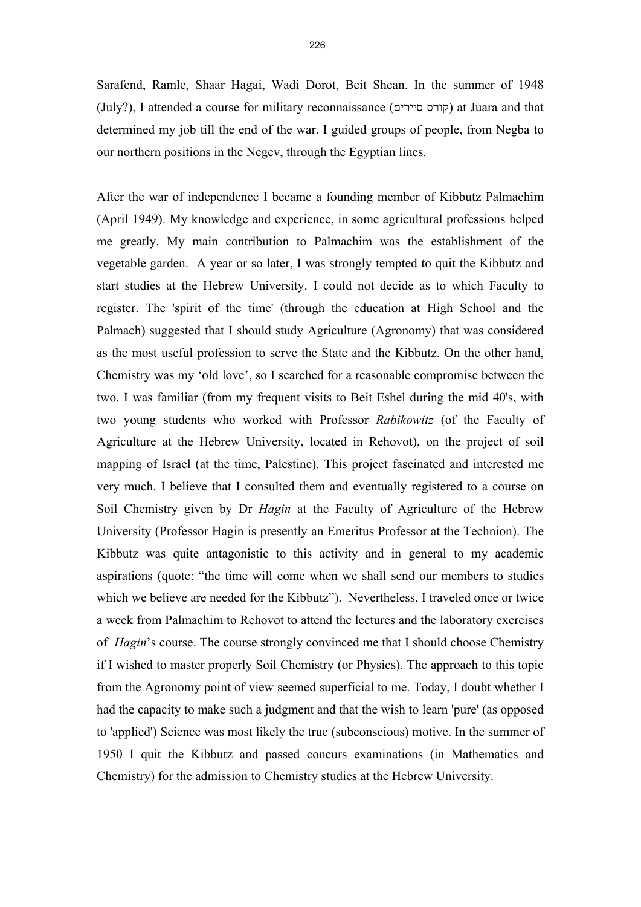Sarafend, Ramle, Shaar Hagai, Wadi Dorot, Beit Shean. In the summer of 1948 (July?), I attended a course for military reconnaissance (קורס סיירים) at Juara and that determined my job till the end of the war. I guided groups of people, from Negba to our northern positions in the Negev, through the Egyptian lines.

After the war of independence I became a founding member of Kibbutz Palmachim (April 1949). My knowledge and experience, in some agricultural professions helped me greatly. My main contribution to Palmachim was the establishment of the vegetable garden. A year or so later, I was strongly tempted to quit the Kibbutz and start studies at the Hebrew University. I could not decide as to which Faculty to register. The 'spirit of the time' (through the education at High School and the Palmach) suggested that I should study Agriculture (Agronomy) that was considered as the most useful profession to serve the State and the Kibbutz. On the other hand, Chemistry was my ‘old love’, so I searched for a reasonable compromise between the two. I was familiar (from my frequent visits to Beit Eshel during the mid 40's, with two young students who worked with Professor *Rabikowitz* (of the Faculty of Agriculture at the Hebrew University, located in Rehovot), on the project of soil mapping of Israel (at the time, Palestine). This project fascinated and interested me very much. I believe that I consulted them and eventually registered to a course on Soil Chemistry given by Dr *Hagin* at the Faculty of Agriculture of the Hebrew University (Professor Hagin is presently an Emeritus Professor at the Technion). The Kibbutz was quite antagonistic to this activity and in general to my academic aspirations (quote: “the time will come when we shall send our members to studies which we believe are needed for the Kibbutz”). Nevertheless, I traveled once or twice a week from Palmachim to Rehovot to attend the lectures and the laboratory exercises of *Hagin*’s course. The course strongly convinced me that I should choose Chemistry if I wished to master properly Soil Chemistry (or Physics). The approach to this topic from the Agronomy point of view seemed superficial to me. Today, I doubt whether I had the capacity to make such a judgment and that the wish to learn 'pure' (as opposed to 'applied') Science was most likely the true (subconscious) motive. In the summer of 1950 I quit the Kibbutz and passed concurs examinations (in Mathematics and Chemistry) for the admission to Chemistry studies at the Hebrew University.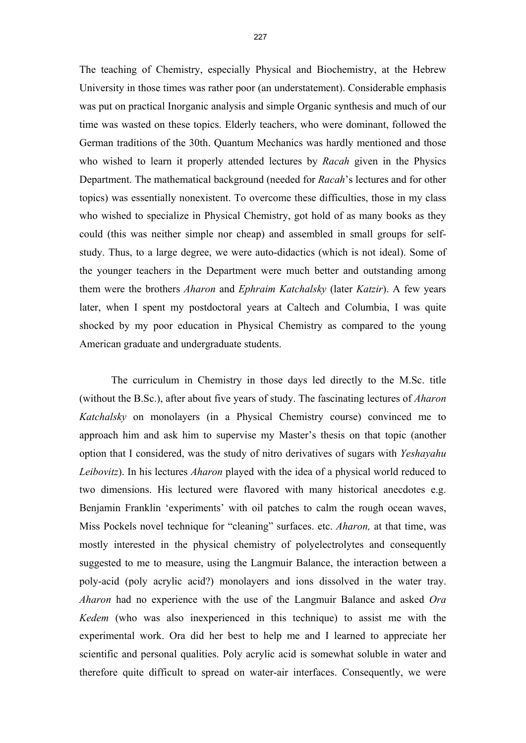The teaching of Chemistry, especially Physical and Biochemistry, at the Hebrew University in those times was rather poor (an understatement). Considerable emphasis was put on practical Inorganic analysis and simple Organic synthesis and much of our time was wasted on these topics. Elderly teachers, who were dominant, followed the German traditions of the 30th. Quantum Mechanics was hardly mentioned and those who wished to learn it properly attended lectures by *Racah* given in the Physics Department. The mathematical background (needed for *Racah*'s lectures and for other topics) was essentially nonexistent. To overcome these difficulties, those in my class who wished to specialize in Physical Chemistry, got hold of as many books as they could (this was neither simple nor cheap) and assembled in small groups for self-study. Thus, to a large degree, we were auto-didactics (which is not ideal). Some of the younger teachers in the Department were much better and outstanding among them were the brothers *Aharon* and *Ephraim Katchalsky* (later *Katzir*). A few years later, when I spent my postdoctoral years at Caltech and Columbia, I was quite shocked by my poor education in Physical Chemistry as compared to the young American graduate and undergraduate students.

The curriculum in Chemistry in those days led directly to the M.Sc. title (without the B.Sc.), after about five years of study. The fascinating lectures of *Aharon Katchalsky* on monolayers (in a Physical Chemistry course) convinced me to approach him and ask him to supervise my Master's thesis on that topic (another option that I considered, was the study of nitro derivatives of sugars with *Yeshayahu Leibovitz*). In his lectures *Aharon* played with the idea of a physical world reduced to two dimensions. His lectured were flavored with many historical anecdotes e.g. Benjamin Franklin 'experiments' with oil patches to calm the rough ocean waves, Miss Pockels novel technique for "cleaning" surfaces. etc. *Aharon,* at that time, was mostly interested in the physical chemistry of polyelectrolytes and consequently suggested to me to measure, using the Langmuir Balance, the interaction between a poly-acid (poly acrylic acid?) monolayers and ions dissolved in the water tray. *Aharon* had no experience with the use of the Langmuir Balance and asked *Ora Kedem* (who was also inexperienced in this technique) to assist me with the experimental work. Ora did her best to help me and I learned to appreciate her scientific and personal qualities. Poly acrylic acid is somewhat soluble in water and therefore quite difficult to spread on water-air interfaces. Consequently, we were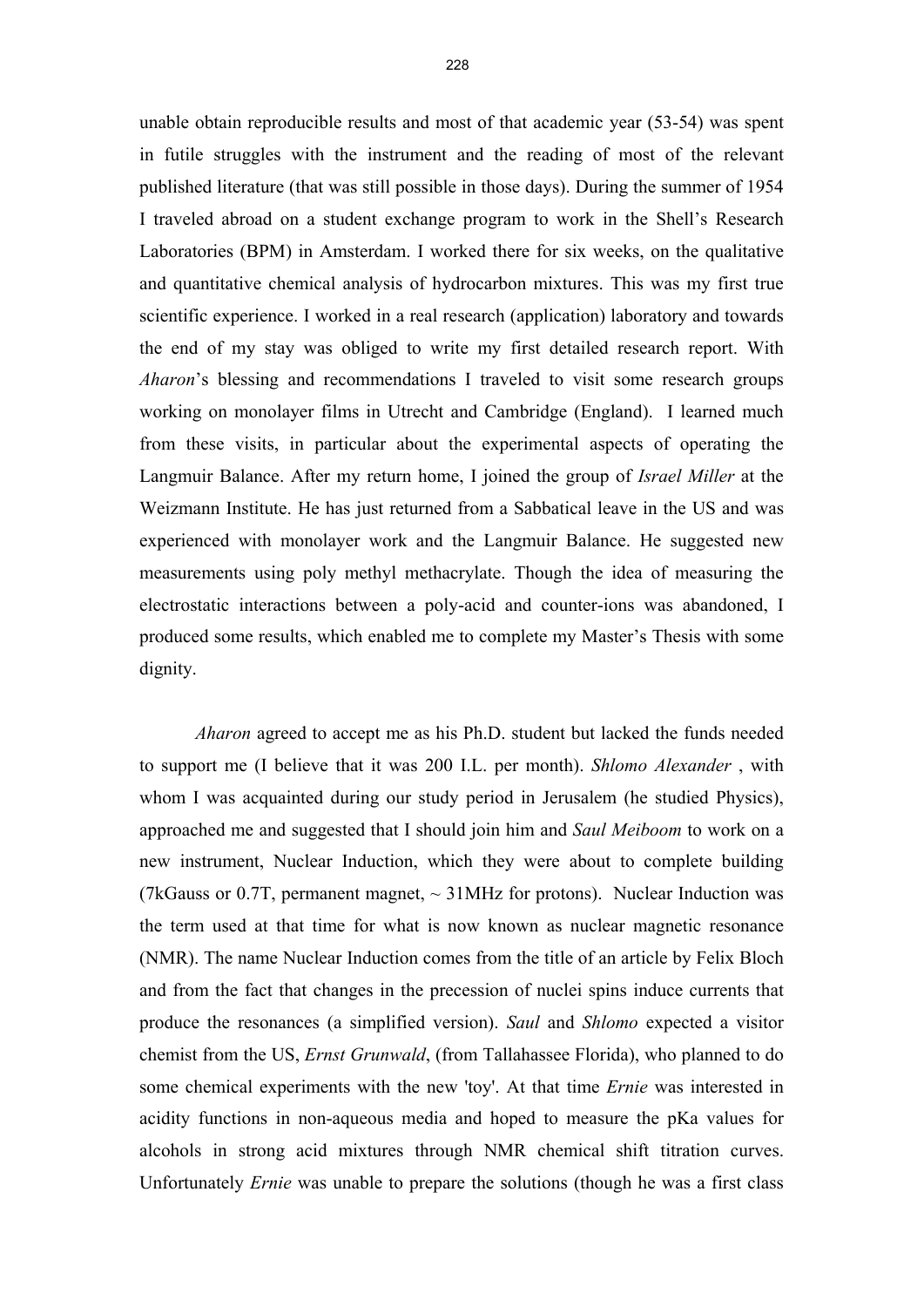unable obtain reproducible results and most of that academic year (53-54) was spent in futile struggles with the instrument and the reading of most of the relevant published literature (that was still possible in those days). During the summer of 1954 I traveled abroad on a student exchange program to work in the Shell's Research Laboratories (BPM) in Amsterdam. I worked there for six weeks, on the qualitative and quantitative chemical analysis of hydrocarbon mixtures. This was my first true scientific experience. I worked in a real research (application) laboratory and towards the end of my stay was obliged to write my first detailed research report. With *Aharon*'s blessing and recommendations I traveled to visit some research groups working on monolayer films in Utrecht and Cambridge (England). I learned much from these visits, in particular about the experimental aspects of operating the Langmuir Balance. After my return home, I joined the group of *Israel Miller* at the Weizmann Institute. He has just returned from a Sabbatical leave in the US and was experienced with monolayer work and the Langmuir Balance. He suggested new measurements using poly methyl methacrylate. Though the idea of measuring the electrostatic interactions between a poly-acid and counter-ions was abandoned, I produced some results, which enabled me to complete my Master's Thesis with some dignity.

*Aharon* agreed to accept me as his Ph.D. student but lacked the funds needed to support me (I believe that it was 200 I.L. per month). *Shlomo Alexander* , with whom I was acquainted during our study period in Jerusalem (he studied Physics), approached me and suggested that I should join him and *Saul Meiboom* to work on a new instrument, Nuclear Induction, which they were about to complete building (7kGauss or 0.7T, permanent magnet, ~ 31MHz for protons). Nuclear Induction was the term used at that time for what is now known as nuclear magnetic resonance (NMR). The name Nuclear Induction comes from the title of an article by Felix Bloch and from the fact that changes in the precession of nuclei spins induce currents that produce the resonances (a simplified version). *Saul* and *Shlomo* expected a visitor chemist from the US, *Ernst Grunwald*, (from Tallahassee Florida), who planned to do some chemical experiments with the new 'toy'. At that time *Ernie* was interested in acidity functions in non-aqueous media and hoped to measure the pKa values for alcohols in strong acid mixtures through NMR chemical shift titration curves. Unfortunately *Ernie* was unable to prepare the solutions (though he was a first class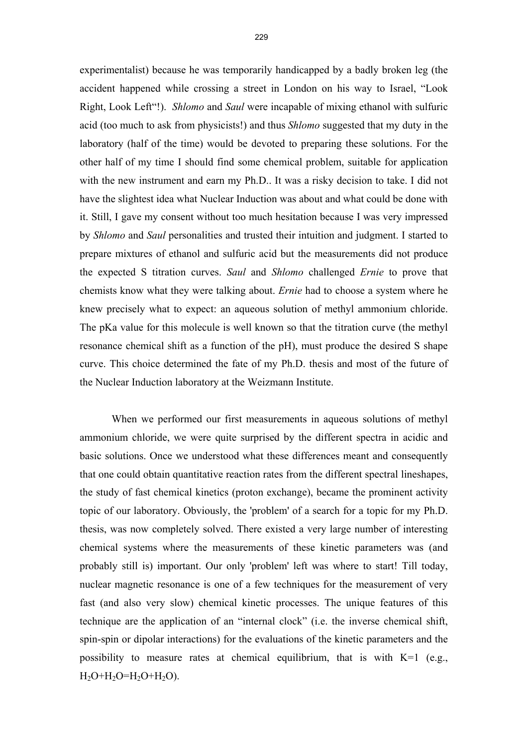experimentalist) because he was temporarily handicapped by a badly broken leg (the accident happened while crossing a street in London on his way to Israel, "Look Right, Look Left"!). *Shlomo* and *Saul* were incapable of mixing ethanol with sulfuric acid (too much to ask from physicists!) and thus *Shlomo* suggested that my duty in the laboratory (half of the time) would be devoted to preparing these solutions. For the other half of my time I should find some chemical problem, suitable for application with the new instrument and earn my Ph.D.. It was a risky decision to take. I did not have the slightest idea what Nuclear Induction was about and what could be done with it. Still, I gave my consent without too much hesitation because I was very impressed by *Shlomo* and *Saul* personalities and trusted their intuition and judgment. I started to prepare mixtures of ethanol and sulfuric acid but the measurements did not produce the expected S titration curves. *Saul* and *Shlomo* challenged *Ernie* to prove that chemists know what they were talking about. *Ernie* had to choose a system where he knew precisely what to expect: an aqueous solution of methyl ammonium chloride. The pKa value for this molecule is well known so that the titration curve (the methyl resonance chemical shift as a function of the pH), must produce the desired S shape curve. This choice determined the fate of my Ph.D. thesis and most of the future of the Nuclear Induction laboratory at the Weizmann Institute.

When we performed our first measurements in aqueous solutions of methyl ammonium chloride, we were quite surprised by the different spectra in acidic and basic solutions. Once we understood what these differences meant and consequently that one could obtain quantitative reaction rates from the different spectral lineshapes, the study of fast chemical kinetics (proton exchange), became the prominent activity topic of our laboratory. Obviously, the 'problem' of a search for a topic for my Ph.D. thesis, was now completely solved. There existed a very large number of interesting chemical systems where the measurements of these kinetic parameters was (and probably still is) important. Our only 'problem' left was where to start! Till today, nuclear magnetic resonance is one of a few techniques for the measurement of very fast (and also very slow) chemical kinetic processes. The unique features of this technique are the application of an "internal clock" (i.e. the inverse chemical shift, spin-spin or dipolar interactions) for the evaluations of the kinetic parameters and the possibility to measure rates at chemical equilibrium, that is with K=1 (e.g., $H_2O$+$H_2O$=$H_2O$+$H_2O$).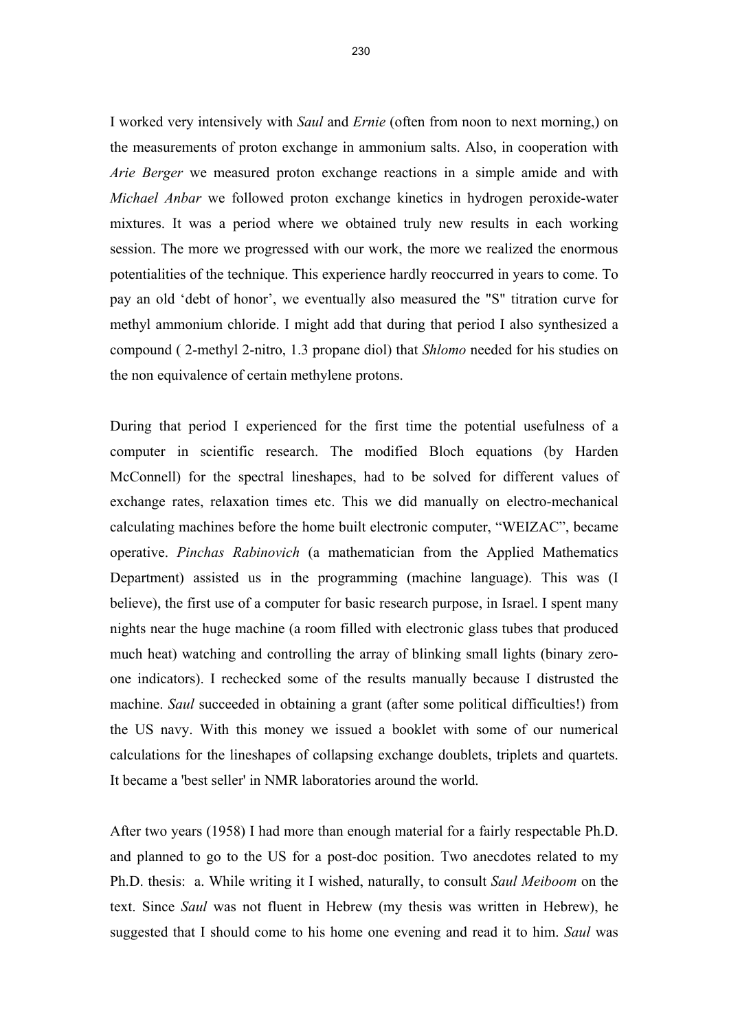I worked very intensively with *Saul* and *Ernie* (often from noon to next morning,) on the measurements of proton exchange in ammonium salts. Also, in cooperation with *Arie Berger* we measured proton exchange reactions in a simple amide and with *Michael Anbar* we followed proton exchange kinetics in hydrogen peroxide-water mixtures. It was a period where we obtained truly new results in each working session. The more we progressed with our work, the more we realized the enormous potentialities of the technique. This experience hardly reoccurred in years to come. To pay an old 'debt of honor', we eventually also measured the "S" titration curve for methyl ammonium chloride. I might add that during that period I also synthesized a compound ( 2-methyl 2-nitro, 1.3 propane diol) that *Shlomo* needed for his studies on the non equivalence of certain methylene protons.

During that period I experienced for the first time the potential usefulness of a computer in scientific research. The modified Bloch equations (by Harden McConnell) for the spectral lineshapes, had to be solved for different values of exchange rates, relaxation times etc. This we did manually on electro-mechanical calculating machines before the home built electronic computer, "WEIZAC", became operative. *Pinchas Rabinovich* (a mathematician from the Applied Mathematics Department) assisted us in the programming (machine language). This was (I believe), the first use of a computer for basic research purpose, in Israel. I spent many nights near the huge machine (a room filled with electronic glass tubes that produced much heat) watching and controlling the array of blinking small lights (binary zero-one indicators). I rechecked some of the results manually because I distrusted the machine. *Saul* succeeded in obtaining a grant (after some political difficulties!) from the US navy. With this money we issued a booklet with some of our numerical calculations for the lineshapes of collapsing exchange doublets, triplets and quartets. It became a 'best seller' in NMR laboratories around the world.

After two years (1958) I had more than enough material for a fairly respectable Ph.D. and planned to go to the US for a post-doc position. Two anecdotes related to my Ph.D. thesis: a. While writing it I wished, naturally, to consult *Saul Meiboom* on the text. Since *Saul* was not fluent in Hebrew (my thesis was written in Hebrew), he suggested that I should come to his home one evening and read it to him. *Saul* was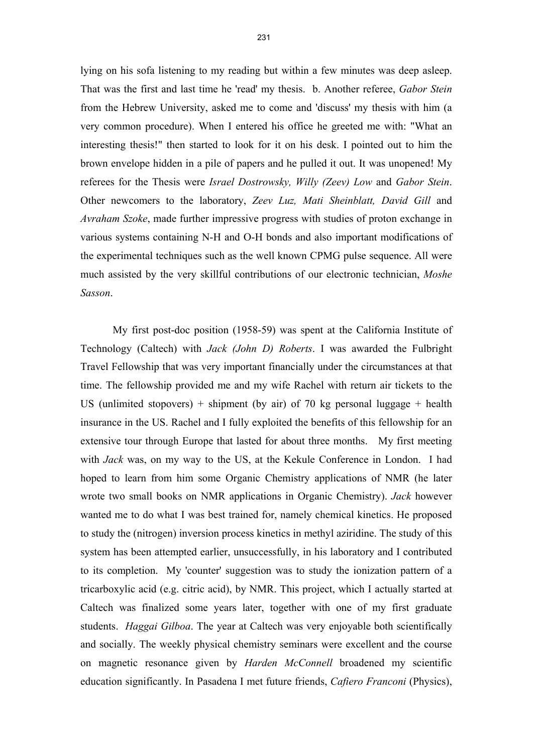lying on his sofa listening to my reading but within a few minutes was deep asleep. That was the first and last time he 'read' my thesis. b. Another referee, *Gabor Stein* from the Hebrew University, asked me to come and 'discuss' my thesis with him (a very common procedure). When I entered his office he greeted me with: "What an interesting thesis!" then started to look for it on his desk. I pointed out to him the brown envelope hidden in a pile of papers and he pulled it out. It was unopened! My referees for the Thesis were *Israel Dostrowsky, Willy (Zeev) Low* and *Gabor Stein*. Other newcomers to the laboratory, *Zeev Luz, Mati Sheinblatt, David Gill* and *Avraham Szoke*, made further impressive progress with studies of proton exchange in various systems containing N-H and O-H bonds and also important modifications of the experimental techniques such as the well known CPMG pulse sequence. All were much assisted by the very skillful contributions of our electronic technician, *Moshe Sasson*.

My first post-doc position (1958-59) was spent at the California Institute of Technology (Caltech) with *Jack (John D) Roberts*. I was awarded the Fulbright Travel Fellowship that was very important financially under the circumstances at that time. The fellowship provided me and my wife Rachel with return air tickets to the US (unlimited stopovers) + shipment (by air) of 70 kg personal luggage + health insurance in the US. Rachel and I fully exploited the benefits of this fellowship for an extensive tour through Europe that lasted for about three months. My first meeting with *Jack* was, on my way to the US, at the Kekule Conference in London. I had hoped to learn from him some Organic Chemistry applications of NMR (he later wrote two small books on NMR applications in Organic Chemistry). *Jack* however wanted me to do what I was best trained for, namely chemical kinetics. He proposed to study the (nitrogen) inversion process kinetics in methyl aziridine. The study of this system has been attempted earlier, unsuccessfully, in his laboratory and I contributed to its completion. My 'counter' suggestion was to study the ionization pattern of a tricarboxylic acid (e.g. citric acid), by NMR. This project, which I actually started at Caltech was finalized some years later, together with one of my first graduate students. *Haggai Gilboa*. The year at Caltech was very enjoyable both scientifically and socially. The weekly physical chemistry seminars were excellent and the course on magnetic resonance given by *Harden McConnell* broadened my scientific education significantly. In Pasadena I met future friends, *Cafiero Franconi* (Physics),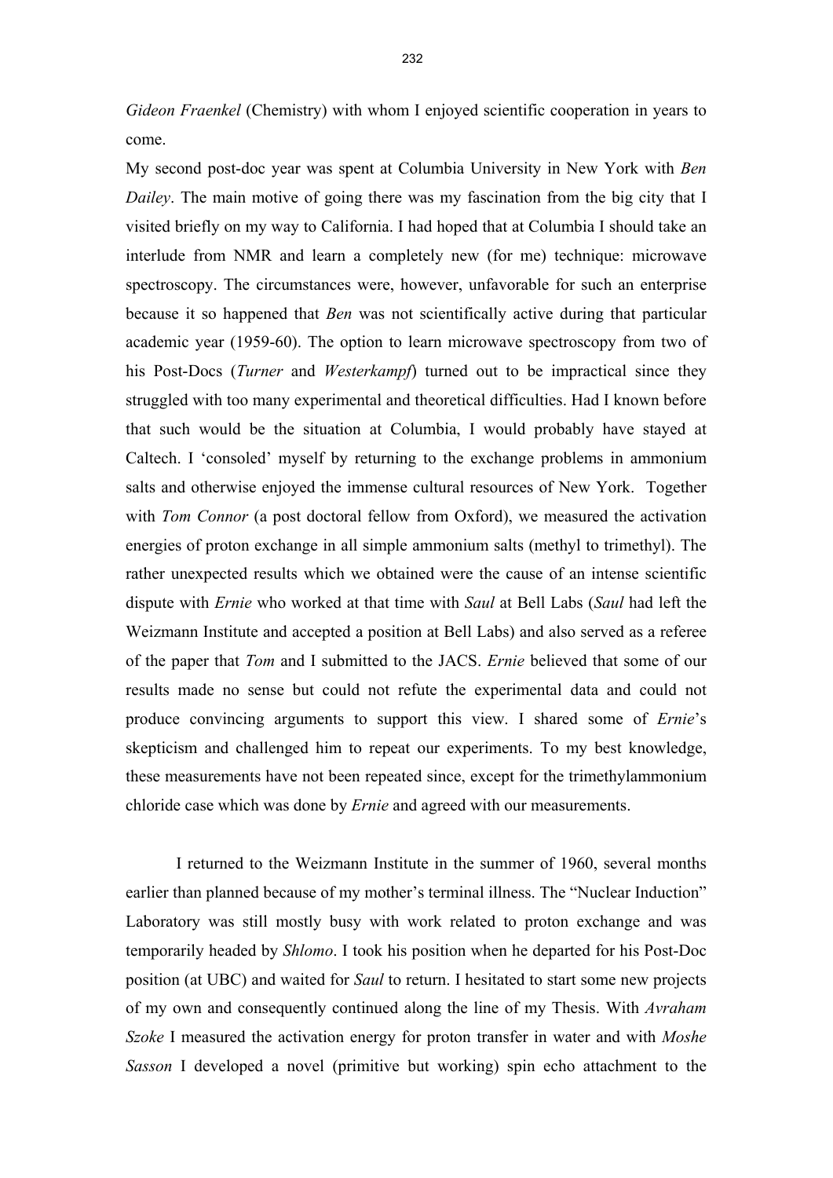*Gideon Fraenkel* (Chemistry) with whom I enjoyed scientific cooperation in years to come.

My second post-doc year was spent at Columbia University in New York with *Ben Dailey*. The main motive of going there was my fascination from the big city that I visited briefly on my way to California. I had hoped that at Columbia I should take an interlude from NMR and learn a completely new (for me) technique: microwave spectroscopy. The circumstances were, however, unfavorable for such an enterprise because it so happened that *Ben* was not scientifically active during that particular academic year (1959-60). The option to learn microwave spectroscopy from two of his Post-Docs (*Turner* and *Westerkampf*) turned out to be impractical since they struggled with too many experimental and theoretical difficulties. Had I known before that such would be the situation at Columbia, I would probably have stayed at Caltech. I 'consoled' myself by returning to the exchange problems in ammonium salts and otherwise enjoyed the immense cultural resources of New York. Together with *Tom Connor* (a post doctoral fellow from Oxford), we measured the activation energies of proton exchange in all simple ammonium salts (methyl to trimethyl). The rather unexpected results which we obtained were the cause of an intense scientific dispute with *Ernie* who worked at that time with *Saul* at Bell Labs (*Saul* had left the Weizmann Institute and accepted a position at Bell Labs) and also served as a referee of the paper that *Tom* and I submitted to the JACS. *Ernie* believed that some of our results made no sense but could not refute the experimental data and could not produce convincing arguments to support this view. I shared some of *Ernie*'s skepticism and challenged him to repeat our experiments. To my best knowledge, these measurements have not been repeated since, except for the trimethylammonium chloride case which was done by *Ernie* and agreed with our measurements.

I returned to the Weizmann Institute in the summer of 1960, several months earlier than planned because of my mother's terminal illness. The "Nuclear Induction" Laboratory was still mostly busy with work related to proton exchange and was temporarily headed by *Shlomo*. I took his position when he departed for his Post-Doc position (at UBC) and waited for *Saul* to return. I hesitated to start some new projects of my own and consequently continued along the line of my Thesis. With *Avraham Szoke* I measured the activation energy for proton transfer in water and with *Moshe Sasson* I developed a novel (primitive but working) spin echo attachment to the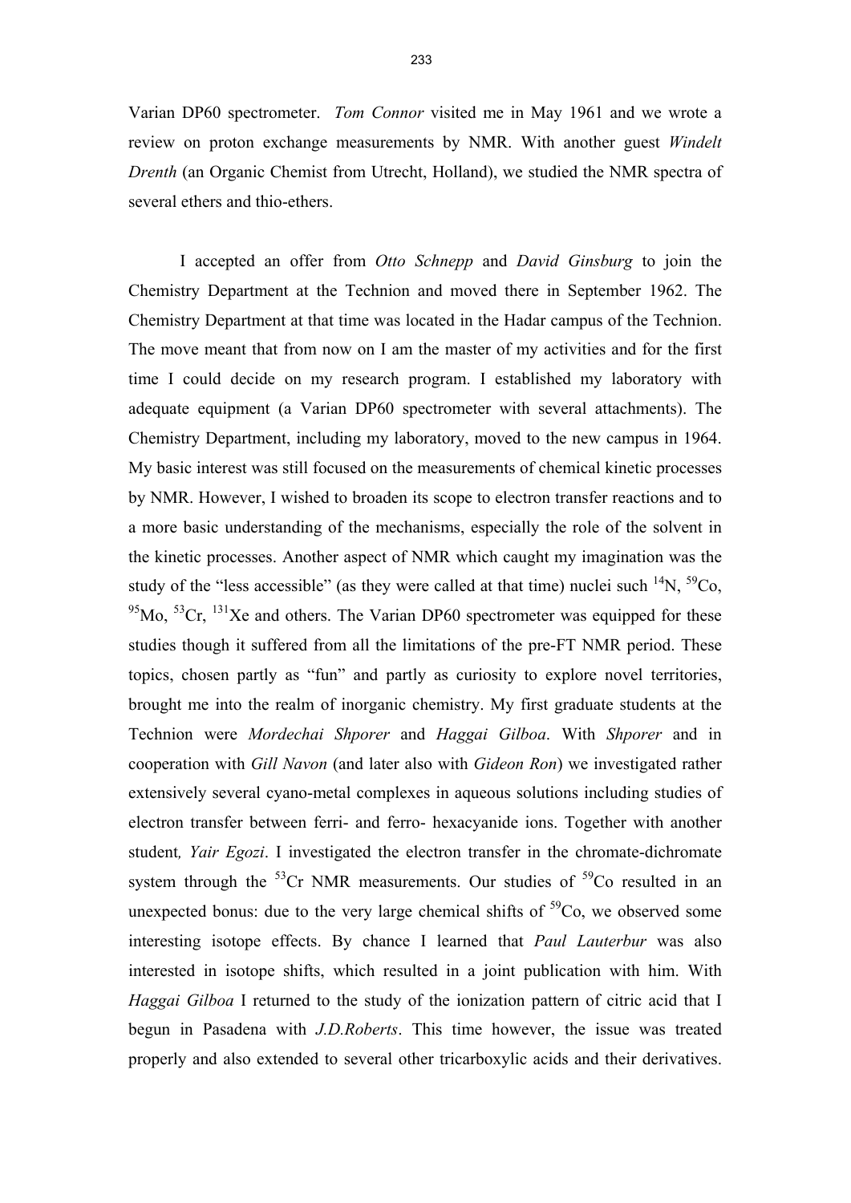Varian DP60 spectrometer. *Tom Connor* visited me in May 1961 and we wrote a review on proton exchange measurements by NMR. With another guest *Windelt Drenth* (an Organic Chemist from Utrecht, Holland), we studied the NMR spectra of several ethers and thio-ethers.

I accepted an offer from *Otto Schnepp* and *David Ginsburg* to join the Chemistry Department at the Technion and moved there in September 1962. The Chemistry Department at that time was located in the Hadar campus of the Technion. The move meant that from now on I am the master of my activities and for the first time I could decide on my research program. I established my laboratory with adequate equipment (a Varian DP60 spectrometer with several attachments). The Chemistry Department, including my laboratory, moved to the new campus in 1964. My basic interest was still focused on the measurements of chemical kinetic processes by NMR. However, I wished to broaden its scope to electron transfer reactions and to a more basic understanding of the mechanisms, especially the role of the solvent in the kinetic processes. Another aspect of NMR which caught my imagination was the study of the "less accessible" (as they were called at that time) nuclei such $^{14}N$, $^{59}Co$, $^{95}Mo$, $^{53}Cr$, $^{131}Xe$ and others. The Varian DP60 spectrometer was equipped for these studies though it suffered from all the limitations of the pre-FT NMR period. These topics, chosen partly as "fun" and partly as curiosity to explore novel territories, brought me into the realm of inorganic chemistry. My first graduate students at the Technion were *Mordechai Shporer* and *Haggai Gilboa*. With *Shporer* and in cooperation with *Gill Navon* (and later also with *Gideon Ron*) we investigated rather extensively several cyano-metal complexes in aqueous solutions including studies of electron transfer between ferri- and ferro- hexacyanide ions. Together with another student*, Yair Egozi*. I investigated the electron transfer in the chromate-dichromate system through the $^{53}Cr$ NMR measurements. Our studies of $^{59}Co$ resulted in an unexpected bonus: due to the very large chemical shifts of $^{59}Co$, we observed some interesting isotope effects. By chance I learned that *Paul Lauterbur* was also interested in isotope shifts, which resulted in a joint publication with him. With *Haggai Gilboa* I returned to the study of the ionization pattern of citric acid that I begun in Pasadena with *J.D.Roberts*. This time however, the issue was treated properly and also extended to several other tricarboxylic acids and their derivatives.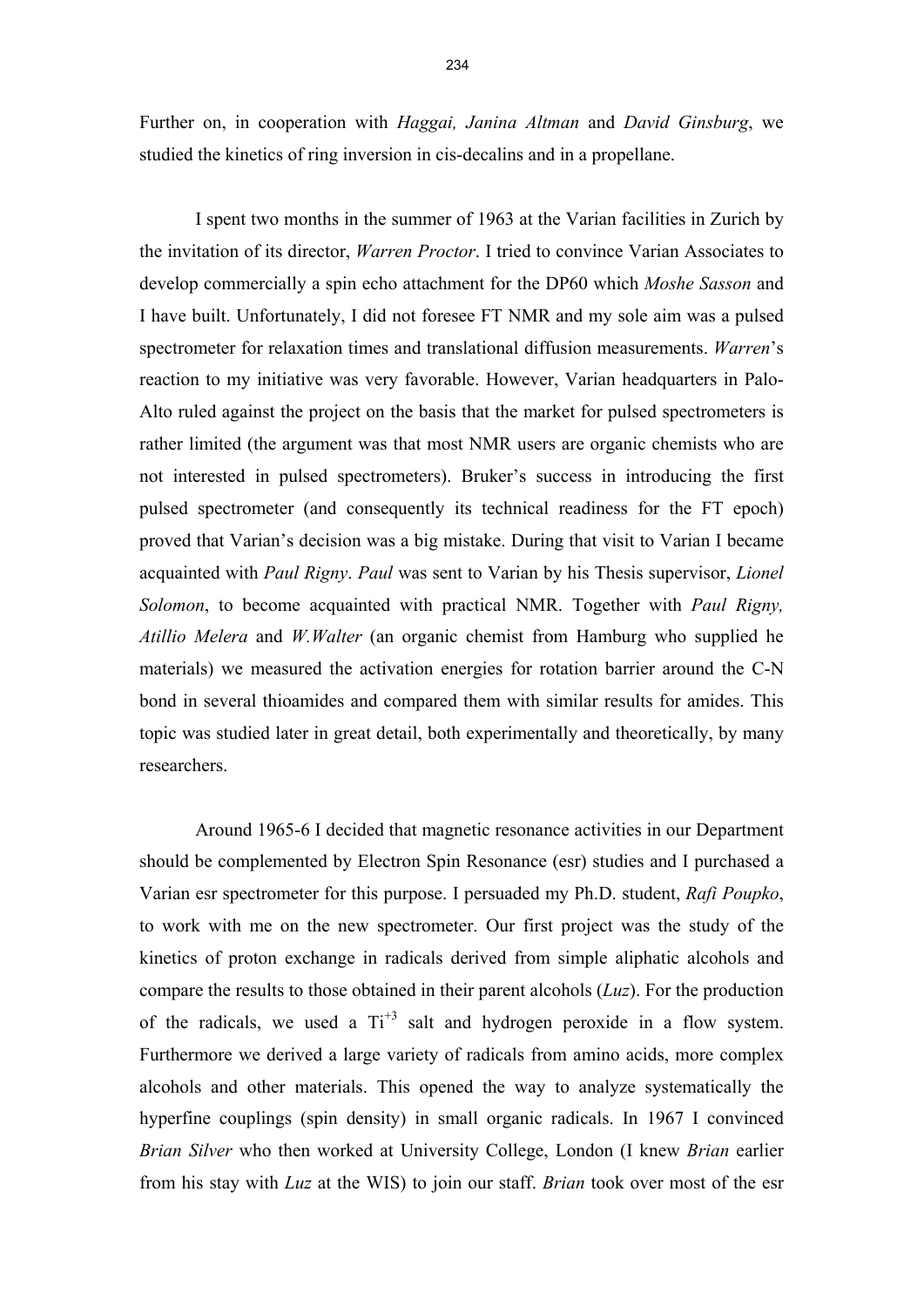Further on, in cooperation with *Haggai, Janina Altman* and *David Ginsburg*, we studied the kinetics of ring inversion in cis-decalins and in a propellane.

I spent two months in the summer of 1963 at the Varian facilities in Zurich by the invitation of its director, *Warren Proctor*. I tried to convince Varian Associates to develop commercially a spin echo attachment for the DP60 which *Moshe Sasson* and I have built. Unfortunately, I did not foresee FT NMR and my sole aim was a pulsed spectrometer for relaxation times and translational diffusion measurements. *Warren*'s reaction to my initiative was very favorable. However, Varian headquarters in Palo-Alto ruled against the project on the basis that the market for pulsed spectrometers is rather limited (the argument was that most NMR users are organic chemists who are not interested in pulsed spectrometers). Bruker's success in introducing the first pulsed spectrometer (and consequently its technical readiness for the FT epoch) proved that Varian's decision was a big mistake. During that visit to Varian I became acquainted with *Paul Rigny*. *Paul* was sent to Varian by his Thesis supervisor, *Lionel Solomon*, to become acquainted with practical NMR. Together with *Paul Rigny, Atillio Melera* and *W.Walter* (an organic chemist from Hamburg who supplied he materials) we measured the activation energies for rotation barrier around the C-N bond in several thioamides and compared them with similar results for amides. This topic was studied later in great detail, both experimentally and theoretically, by many researchers.

Around 1965-6 I decided that magnetic resonance activities in our Department should be complemented by Electron Spin Resonance (esr) studies and I purchased a Varian esr spectrometer for this purpose. I persuaded my Ph.D. student, *Rafi Poupko*, to work with me on the new spectrometer. Our first project was the study of the kinetics of proton exchange in radicals derived from simple aliphatic alcohols and compare the results to those obtained in their parent alcohols (*Luz*). For the production of the radicals, we used a $Ti^{+3}$ salt and hydrogen peroxide in a flow system. Furthermore we derived a large variety of radicals from amino acids, more complex alcohols and other materials. This opened the way to analyze systematically the hyperfine couplings (spin density) in small organic radicals. In 1967 I convinced *Brian Silver* who then worked at University College, London (I knew *Brian* earlier from his stay with *Luz* at the WIS) to join our staff. *Brian* took over most of the esr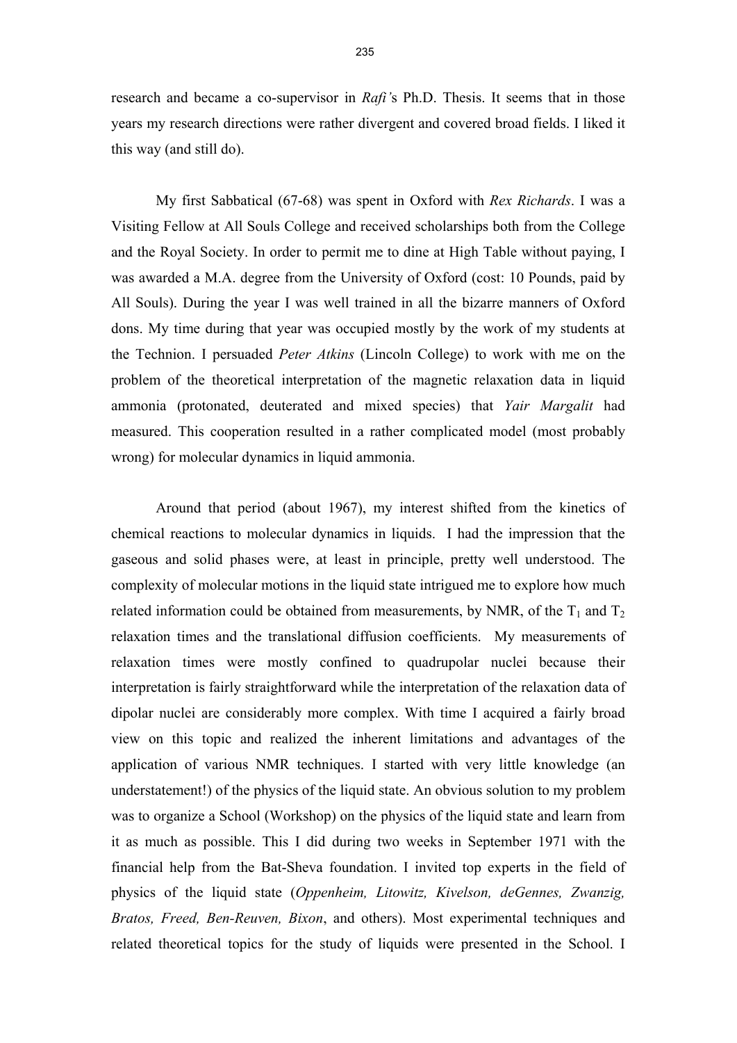research and became a co-supervisor in *Rafi'*s Ph.D. Thesis. It seems that in those years my research directions were rather divergent and covered broad fields. I liked it this way (and still do).

My first Sabbatical (67-68) was spent in Oxford with *Rex Richards*. I was a Visiting Fellow at All Souls College and received scholarships both from the College and the Royal Society. In order to permit me to dine at High Table without paying, I was awarded a M.A. degree from the University of Oxford (cost: 10 Pounds, paid by All Souls). During the year I was well trained in all the bizarre manners of Oxford dons. My time during that year was occupied mostly by the work of my students at the Technion. I persuaded *Peter Atkins* (Lincoln College) to work with me on the problem of the theoretical interpretation of the magnetic relaxation data in liquid ammonia (protonated, deuterated and mixed species) that *Yair Margalit* had measured. This cooperation resulted in a rather complicated model (most probably wrong) for molecular dynamics in liquid ammonia.

Around that period (about 1967), my interest shifted from the kinetics of chemical reactions to molecular dynamics in liquids. I had the impression that the gaseous and solid phases were, at least in principle, pretty well understood. The complexity of molecular motions in the liquid state intrigued me to explore how much related information could be obtained from measurements, by NMR, of the $T_1$ and $T_2$ relaxation times and the translational diffusion coefficients. My measurements of relaxation times were mostly confined to quadrupolar nuclei because their interpretation is fairly straightforward while the interpretation of the relaxation data of dipolar nuclei are considerably more complex. With time I acquired a fairly broad view on this topic and realized the inherent limitations and advantages of the application of various NMR techniques. I started with very little knowledge (an understatement!) of the physics of the liquid state. An obvious solution to my problem was to organize a School (Workshop) on the physics of the liquid state and learn from it as much as possible. This I did during two weeks in September 1971 with the financial help from the Bat-Sheva foundation. I invited top experts in the field of physics of the liquid state (*Oppenheim, Litowitz, Kivelson, deGennes, Zwanzig, Bratos, Freed, Ben-Reuven, Bixon*, and others). Most experimental techniques and related theoretical topics for the study of liquids were presented in the School. I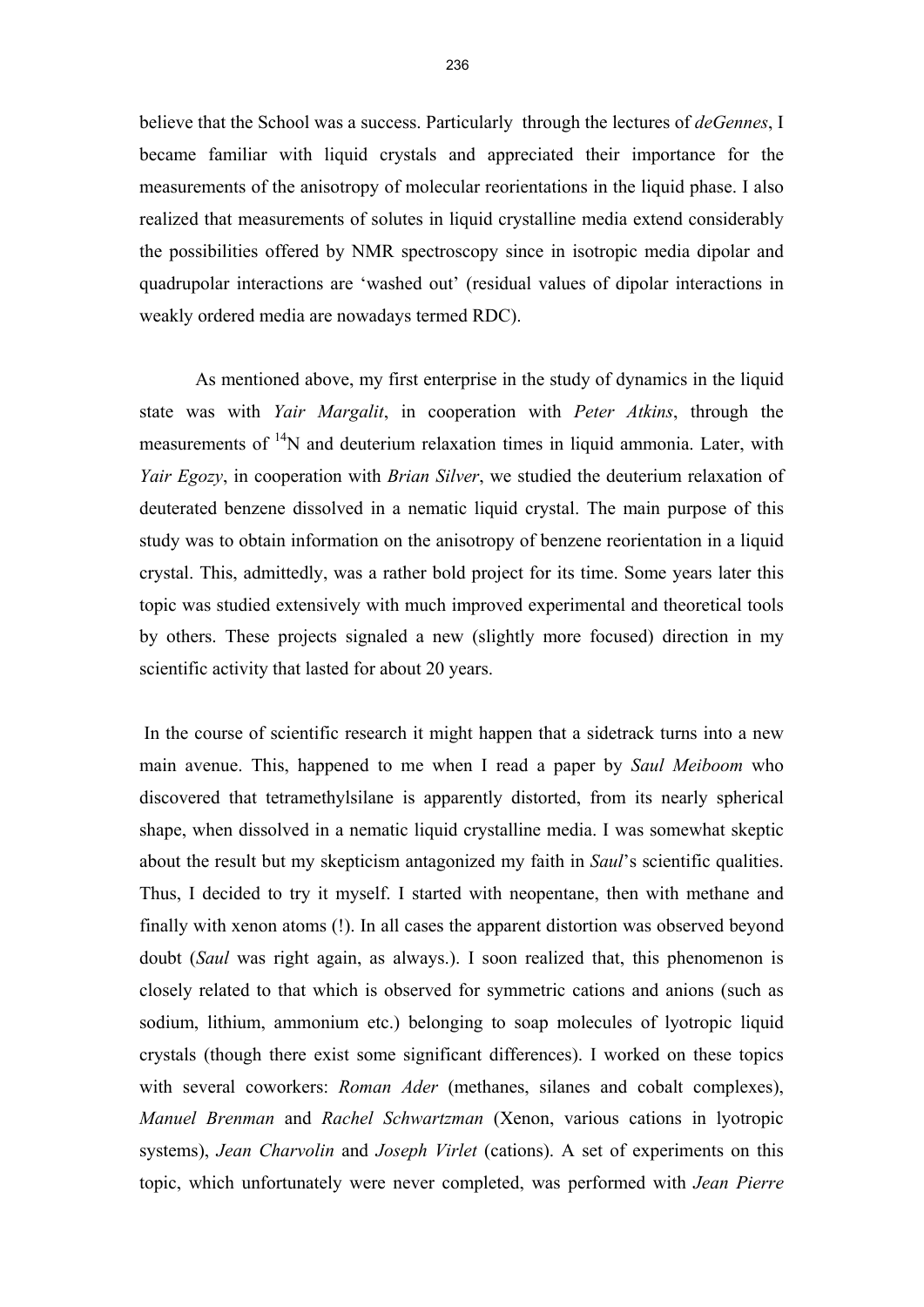believe that the School was a success. Particularly through the lectures of *deGennes*, I became familiar with liquid crystals and appreciated their importance for the measurements of the anisotropy of molecular reorientations in the liquid phase. I also realized that measurements of solutes in liquid crystalline media extend considerably the possibilities offered by NMR spectroscopy since in isotropic media dipolar and quadrupolar interactions are 'washed out' (residual values of dipolar interactions in weakly ordered media are nowadays termed RDC).

As mentioned above, my first enterprise in the study of dynamics in the liquid state was with *Yair Margalit*, in cooperation with *Peter Atkins*, through the measurements of $^{14}$N and deuterium relaxation times in liquid ammonia. Later, with *Yair Egozy*, in cooperation with *Brian Silver*, we studied the deuterium relaxation of deuterated benzene dissolved in a nematic liquid crystal. The main purpose of this study was to obtain information on the anisotropy of benzene reorientation in a liquid crystal. This, admittedly, was a rather bold project for its time. Some years later this topic was studied extensively with much improved experimental and theoretical tools by others. These projects signaled a new (slightly more focused) direction in my scientific activity that lasted for about 20 years.

In the course of scientific research it might happen that a sidetrack turns into a new main avenue. This, happened to me when I read a paper by *Saul Meiboom* who discovered that tetramethylsilane is apparently distorted, from its nearly spherical shape, when dissolved in a nematic liquid crystalline media. I was somewhat skeptic about the result but my skepticism antagonized my faith in *Saul*'s scientific qualities. Thus, I decided to try it myself. I started with neopentane, then with methane and finally with xenon atoms (!). In all cases the apparent distortion was observed beyond doubt (*Saul* was right again, as always.). I soon realized that, this phenomenon is closely related to that which is observed for symmetric cations and anions (such as sodium, lithium, ammonium etc.) belonging to soap molecules of lyotropic liquid crystals (though there exist some significant differences). I worked on these topics with several coworkers: *Roman Ader* (methanes, silanes and cobalt complexes), *Manuel Brenman* and *Rachel Schwartzman* (Xenon, various cations in lyotropic systems), *Jean Charvolin* and *Joseph Virlet* (cations). A set of experiments on this topic, which unfortunately were never completed, was performed with *Jean Pierre*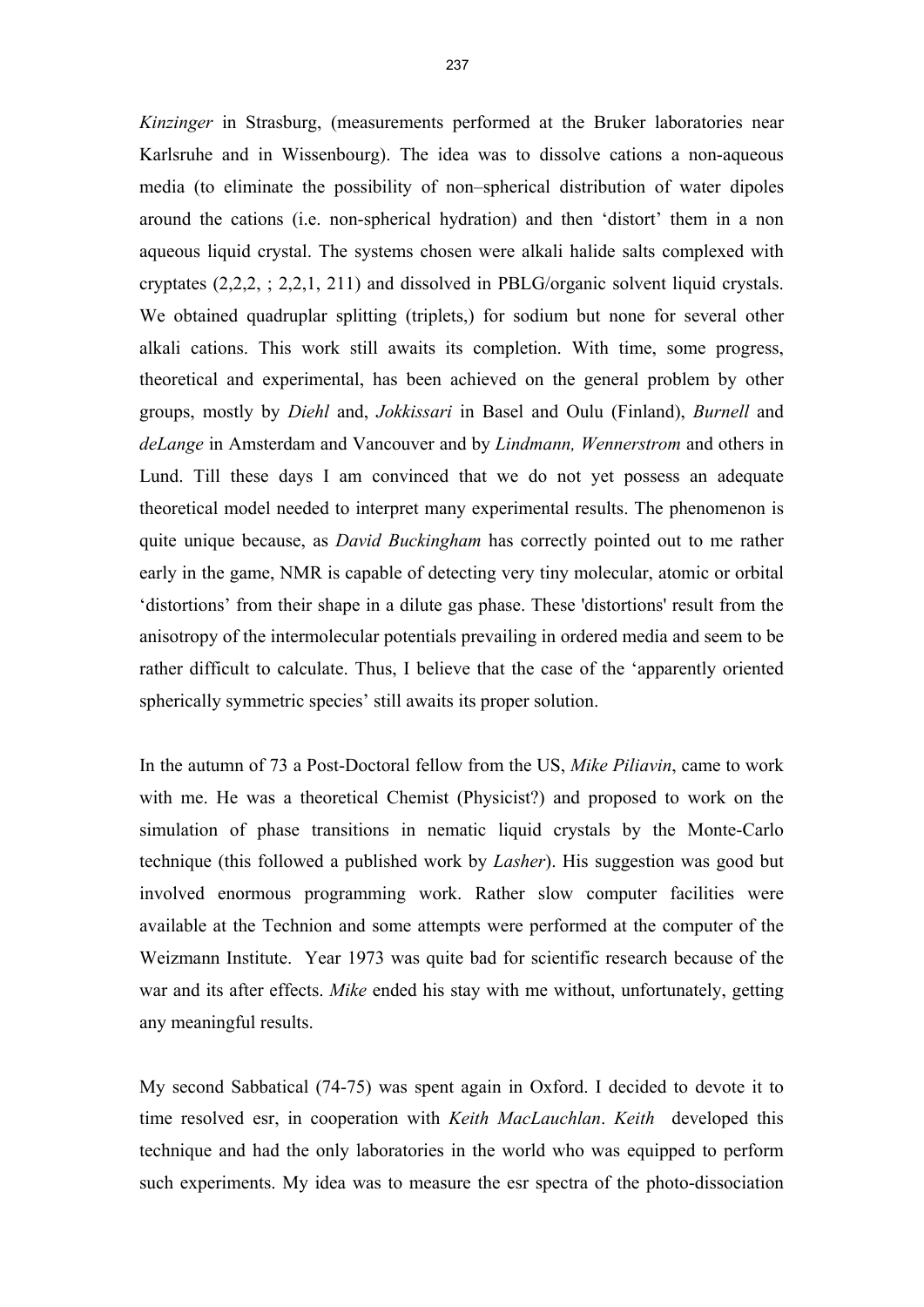*Kinzinger* in Strasburg, (measurements performed at the Bruker laboratories near Karlsruhe and in Wissenbourg). The idea was to dissolve cations a non-aqueous media (to eliminate the possibility of non–spherical distribution of water dipoles around the cations (i.e. non-spherical hydration) and then 'distort' them in a non aqueous liquid crystal. The systems chosen were alkali halide salts complexed with cryptates (2,2,2, ; 2,2,1, 211) and dissolved in PBLG/organic solvent liquid crystals. We obtained quadruplar splitting (triplets,) for sodium but none for several other alkali cations. This work still awaits its completion. With time, some progress, theoretical and experimental, has been achieved on the general problem by other groups, mostly by *Diehl* and, *Jokkissari* in Basel and Oulu (Finland), *Burnell* and *deLange* in Amsterdam and Vancouver and by *Lindmann, Wennerstrom* and others in Lund. Till these days I am convinced that we do not yet possess an adequate theoretical model needed to interpret many experimental results. The phenomenon is quite unique because, as *David Buckingham* has correctly pointed out to me rather early in the game, NMR is capable of detecting very tiny molecular, atomic or orbital 'distortions' from their shape in a dilute gas phase. These 'distortions' result from the anisotropy of the intermolecular potentials prevailing in ordered media and seem to be rather difficult to calculate. Thus, I believe that the case of the 'apparently oriented spherically symmetric species' still awaits its proper solution.

In the autumn of 73 a Post-Doctoral fellow from the US, *Mike Piliavin*, came to work with me. He was a theoretical Chemist (Physicist?) and proposed to work on the simulation of phase transitions in nematic liquid crystals by the Monte-Carlo technique (this followed a published work by *Lasher*). His suggestion was good but involved enormous programming work. Rather slow computer facilities were available at the Technion and some attempts were performed at the computer of the Weizmann Institute. Year 1973 was quite bad for scientific research because of the war and its after effects. *Mike* ended his stay with me without, unfortunately, getting any meaningful results.

My second Sabbatical (74-75) was spent again in Oxford. I decided to devote it to time resolved esr, in cooperation with *Keith MacLauchlan*. *Keith* developed this technique and had the only laboratories in the world who was equipped to perform such experiments. My idea was to measure the esr spectra of the photo-dissociation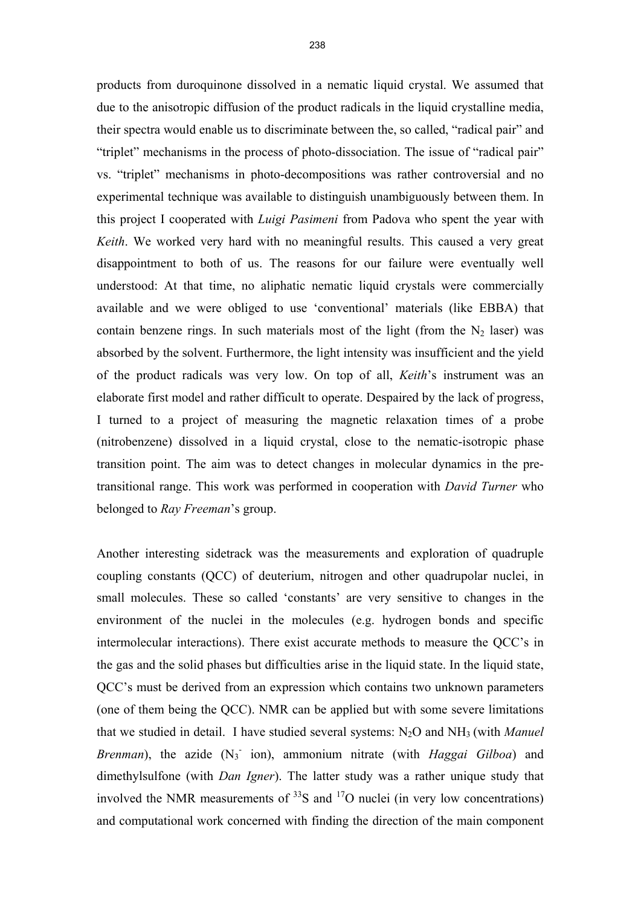products from duroquinone dissolved in a nematic liquid crystal. We assumed that due to the anisotropic diffusion of the product radicals in the liquid crystalline media, their spectra would enable us to discriminate between the, so called, "radical pair" and "triplet" mechanisms in the process of photo-dissociation. The issue of "radical pair" vs. "triplet" mechanisms in photo-decompositions was rather controversial and no experimental technique was available to distinguish unambiguously between them. In this project I cooperated with *Luigi Pasimeni* from Padova who spent the year with *Keith*. We worked very hard with no meaningful results. This caused a very great disappointment to both of us. The reasons for our failure were eventually well understood: At that time, no aliphatic nematic liquid crystals were commercially available and we were obliged to use 'conventional' materials (like EBBA) that contain benzene rings. In such materials most of the light (from the $N_2$ laser) was absorbed by the solvent. Furthermore, the light intensity was insufficient and the yield of the product radicals was very low. On top of all, *Keith*'s instrument was an elaborate first model and rather difficult to operate. Despaired by the lack of progress, I turned to a project of measuring the magnetic relaxation times of a probe (nitrobenzene) dissolved in a liquid crystal, close to the nematic-isotropic phase transition point. The aim was to detect changes in molecular dynamics in the pre-transitional range. This work was performed in cooperation with *David Turner* who belonged to *Ray Freeman*'s group.

Another interesting sidetrack was the measurements and exploration of quadruple coupling constants (QCC) of deuterium, nitrogen and other quadrupolar nuclei, in small molecules. These so called 'constants' are very sensitive to changes in the environment of the nuclei in the molecules (e.g. hydrogen bonds and specific intermolecular interactions). There exist accurate methods to measure the QCC's in the gas and the solid phases but difficulties arise in the liquid state. In the liquid state, QCC's must be derived from an expression which contains two unknown parameters (one of them being the QCC). NMR can be applied but with some severe limitations that we studied in detail. I have studied several systems: $N_2O$ and $NH_3$ (with *Manuel Brenman*), the azide ($N_3^-$ ion), ammonium nitrate (with *Haggai Gilboa*) and dimethylsulfone (with *Dan Igner*). The latter study was a rather unique study that involved the NMR measurements of $^{33}S$ and $^{17}O$ nuclei (in very low concentrations) and computational work concerned with finding the direction of the main component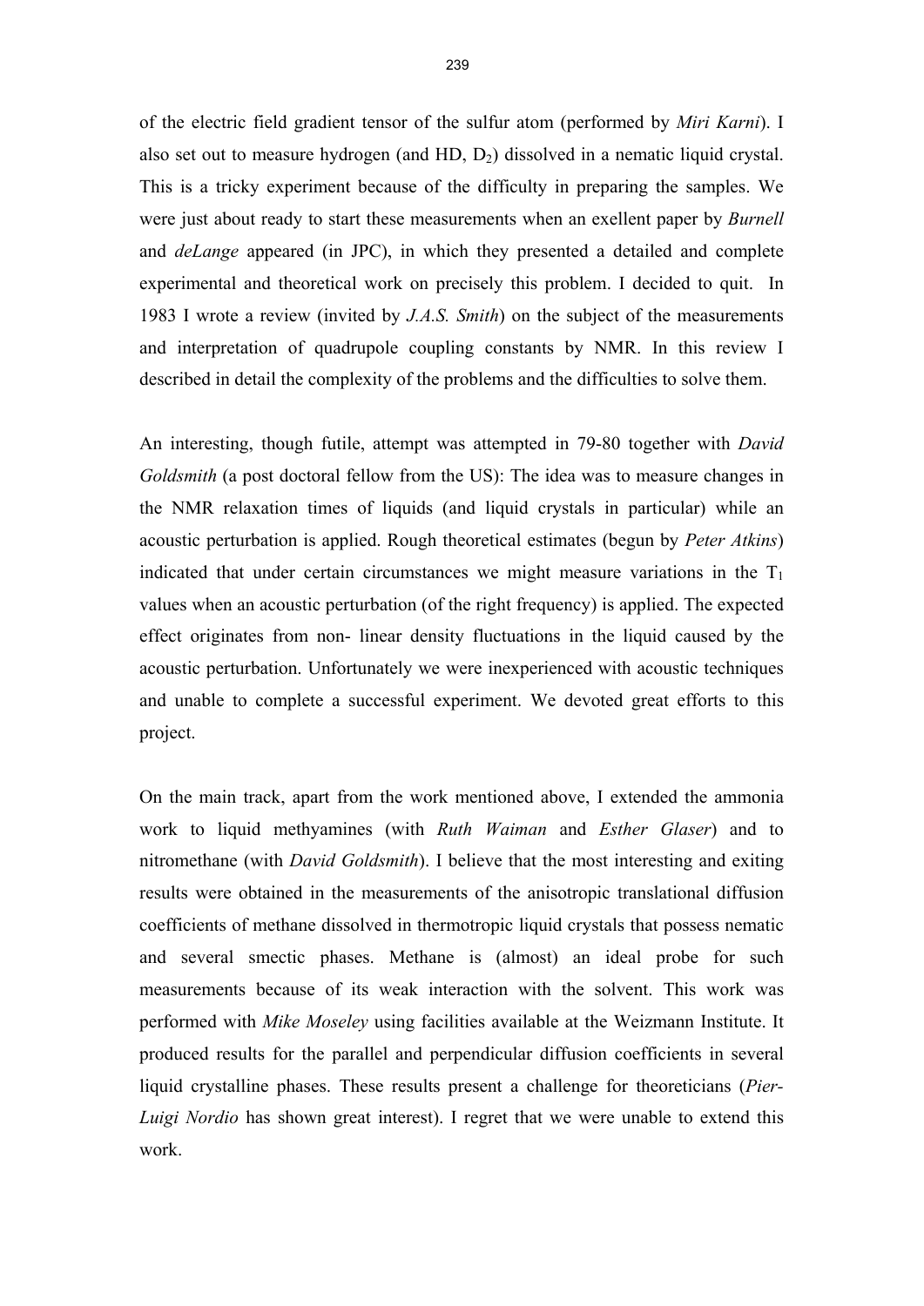of the electric field gradient tensor of the sulfur atom (performed by *Miri Karni*). I also set out to measure hydrogen (and HD, $D_2$) dissolved in a nematic liquid crystal. This is a tricky experiment because of the difficulty in preparing the samples. We were just about ready to start these measurements when an exellent paper by *Burnell* and *deLange* appeared (in JPC), in which they presented a detailed and complete experimental and theoretical work on precisely this problem. I decided to quit. In 1983 I wrote a review (invited by *J.A.S. Smith*) on the subject of the measurements and interpretation of quadrupole coupling constants by NMR. In this review I described in detail the complexity of the problems and the difficulties to solve them.

An interesting, though futile, attempt was attempted in 79-80 together with *David Goldsmith* (a post doctoral fellow from the US): The idea was to measure changes in the NMR relaxation times of liquids (and liquid crystals in particular) while an acoustic perturbation is applied. Rough theoretical estimates (begun by *Peter Atkins*) indicated that under certain circumstances we might measure variations in the $T_1$ values when an acoustic perturbation (of the right frequency) is applied. The expected effect originates from non- linear density fluctuations in the liquid caused by the acoustic perturbation. Unfortunately we were inexperienced with acoustic techniques and unable to complete a successful experiment. We devoted great efforts to this project.

On the main track, apart from the work mentioned above, I extended the ammonia work to liquid methyamines (with *Ruth Waiman* and *Esther Glaser*) and to nitromethane (with *David Goldsmith*). I believe that the most interesting and exiting results were obtained in the measurements of the anisotropic translational diffusion coefficients of methane dissolved in thermotropic liquid crystals that possess nematic and several smectic phases. Methane is (almost) an ideal probe for such measurements because of its weak interaction with the solvent. This work was performed with *Mike Moseley* using facilities available at the Weizmann Institute. It produced results for the parallel and perpendicular diffusion coefficients in several liquid crystalline phases. These results present a challenge for theoreticians (*Pier-Luigi Nordio* has shown great interest). I regret that we were unable to extend this work.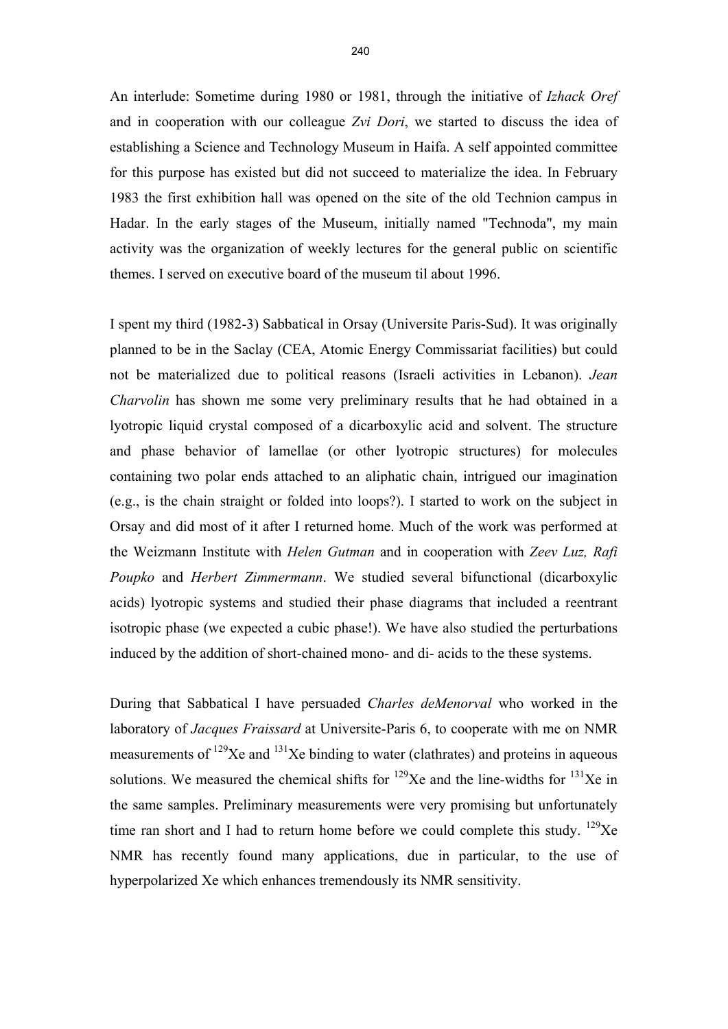An interlude: Sometime during 1980 or 1981, through the initiative of *Izhack Oref* and in cooperation with our colleague *Zvi Dori*, we started to discuss the idea of establishing a Science and Technology Museum in Haifa. A self appointed committee for this purpose has existed but did not succeed to materialize the idea. In February 1983 the first exhibition hall was opened on the site of the old Technion campus in Hadar. In the early stages of the Museum, initially named "Technoda", my main activity was the organization of weekly lectures for the general public on scientific themes. I served on executive board of the museum til about 1996.

I spent my third (1982-3) Sabbatical in Orsay (Universite Paris-Sud). It was originally planned to be in the Saclay (CEA, Atomic Energy Commissariat facilities) but could not be materialized due to political reasons (Israeli activities in Lebanon). *Jean Charvolin* has shown me some very preliminary results that he had obtained in a lyotropic liquid crystal composed of a dicarboxylic acid and solvent. The structure and phase behavior of lamellae (or other lyotropic structures) for molecules containing two polar ends attached to an aliphatic chain, intrigued our imagination (e.g., is the chain straight or folded into loops?). I started to work on the subject in Orsay and did most of it after I returned home. Much of the work was performed at the Weizmann Institute with *Helen Gutman* and in cooperation with *Zeev Luz, Rafi Poupko* and *Herbert Zimmermann*. We studied several bifunctional (dicarboxylic acids) lyotropic systems and studied their phase diagrams that included a reentrant isotropic phase (we expected a cubic phase!). We have also studied the perturbations induced by the addition of short-chained mono- and di- acids to the these systems.

During that Sabbatical I have persuaded *Charles deMenorval* who worked in the laboratory of *Jacques Fraissard* at Universite-Paris 6, to cooperate with me on NMR measurements of $^{129}$Xe and $^{131}$Xe binding to water (clathrates) and proteins in aqueous solutions. We measured the chemical shifts for $^{129}$Xe and the line-widths for $^{131}$Xe in the same samples. Preliminary measurements were very promising but unfortunately time ran short and I had to return home before we could complete this study. $^{129}$Xe NMR has recently found many applications, due in particular, to the use of hyperpolarized Xe which enhances tremendously its NMR sensitivity.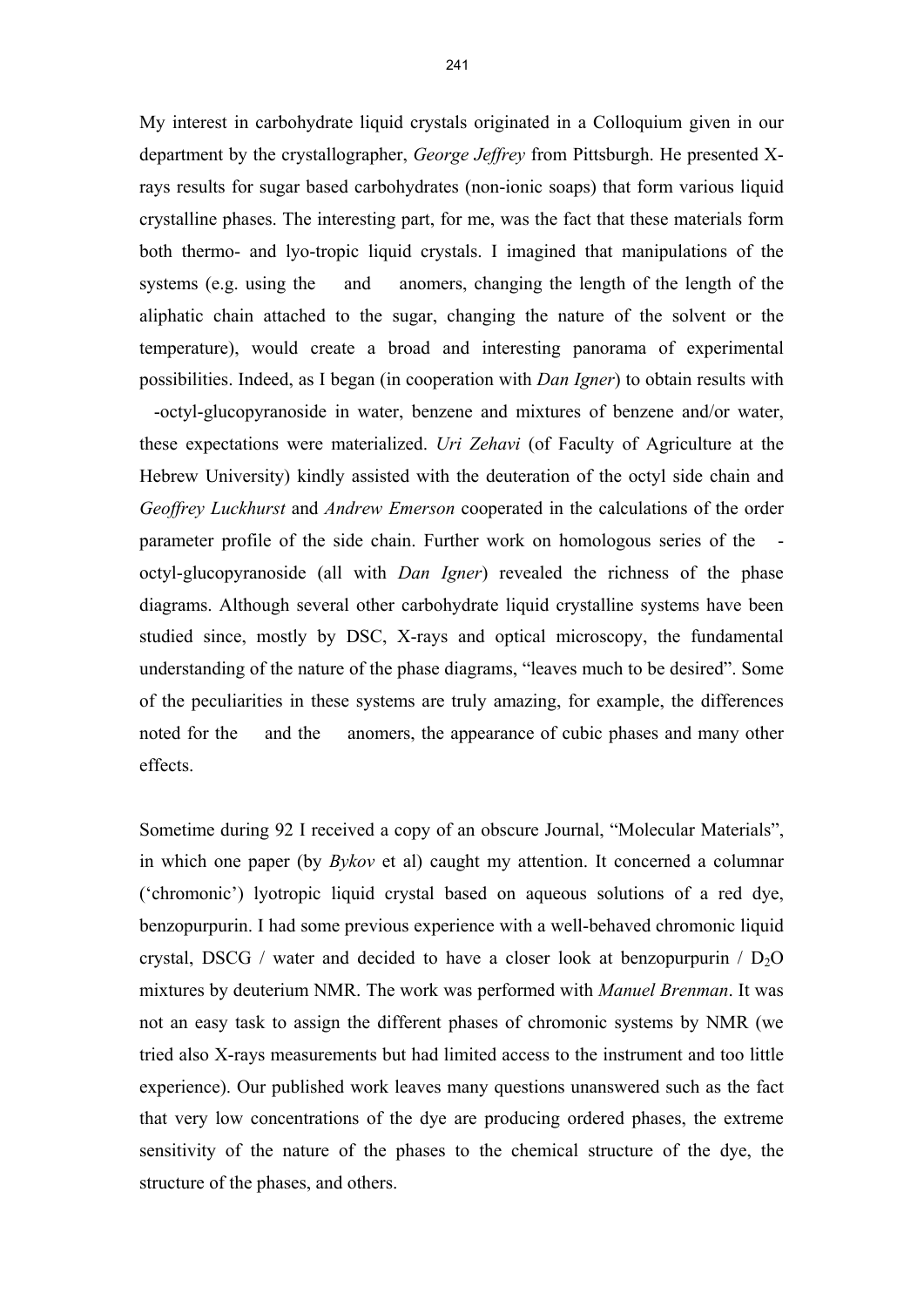My interest in carbohydrate liquid crystals originated in a Colloquium given in our department by the crystallographer, *George Jeffrey* from Pittsburgh. He presented X-rays results for sugar based carbohydrates (non-ionic soaps) that form various liquid crystalline phases. The interesting part, for me, was the fact that these materials form both thermo- and lyo-tropic liquid crystals. I imagined that manipulations of the systems (e.g. using the   and   anomers, changing the length of the length of the aliphatic chain attached to the sugar, changing the nature of the solvent or the temperature), would create a broad and interesting panorama of experimental possibilities. Indeed, as I began (in cooperation with *Dan Igner*) to obtain results with  -octyl-glucopyranoside in water, benzene and mixtures of benzene and/or water, these expectations were materialized. *Uri Zehavi* (of Faculty of Agriculture at the Hebrew University) kindly assisted with the deuteration of the octyl side chain and *Geoffrey Luckhurst* and *Andrew Emerson* cooperated in the calculations of the order parameter profile of the side chain. Further work on homologous series of the  -octyl-glucopyranoside (all with *Dan Igner*) revealed the richness of the phase diagrams. Although several other carbohydrate liquid crystalline systems have been studied since, mostly by DSC, X-rays and optical microscopy, the fundamental understanding of the nature of the phase diagrams, "leaves much to be desired". Some of the peculiarities in these systems are truly amazing, for example, the differences noted for the   and the   anomers, the appearance of cubic phases and many other effects.

Sometime during 92 I received a copy of an obscure Journal, "Molecular Materials", in which one paper (by *Bykov* et al) caught my attention. It concerned a columnar ('chromonic') lyotropic liquid crystal based on aqueous solutions of a red dye, benzopurpurin. I had some previous experience with a well-behaved chromonic liquid crystal, DSCG / water and decided to have a closer look at benzopurpurin / $D_2O$ mixtures by deuterium NMR. The work was performed with *Manuel Brenman*. It was not an easy task to assign the different phases of chromonic systems by NMR (we tried also X-rays measurements but had limited access to the instrument and too little experience). Our published work leaves many questions unanswered such as the fact that very low concentrations of the dye are producing ordered phases, the extreme sensitivity of the nature of the phases to the chemical structure of the dye, the structure of the phases, and others.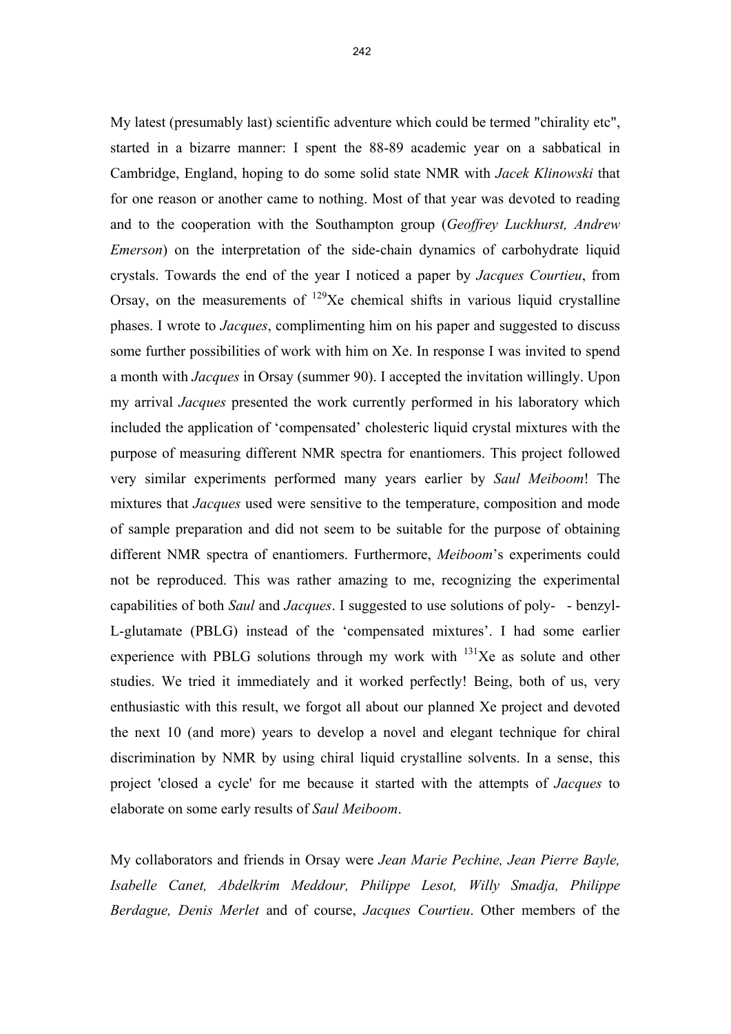My latest (presumably last) scientific adventure which could be termed "chirality etc", started in a bizarre manner: I spent the 88-89 academic year on a sabbatical in Cambridge, England, hoping to do some solid state NMR with *Jacek Klinowski* that for one reason or another came to nothing. Most of that year was devoted to reading and to the cooperation with the Southampton group (*Geoffrey Luckhurst, Andrew Emerson*) on the interpretation of the side-chain dynamics of carbohydrate liquid crystals. Towards the end of the year I noticed a paper by *Jacques Courtieu*, from Orsay, on the measurements of $^{129}$Xe chemical shifts in various liquid crystalline phases. I wrote to *Jacques*, complimenting him on his paper and suggested to discuss some further possibilities of work with him on Xe. In response I was invited to spend a month with *Jacques* in Orsay (summer 90). I accepted the invitation willingly. Upon my arrival *Jacques* presented the work currently performed in his laboratory which included the application of 'compensated' cholesteric liquid crystal mixtures with the purpose of measuring different NMR spectra for enantiomers. This project followed very similar experiments performed many years earlier by *Saul Meiboom*! The mixtures that *Jacques* used were sensitive to the temperature, composition and mode of sample preparation and did not seem to be suitable for the purpose of obtaining different NMR spectra of enantiomers. Furthermore, *Meiboom*'s experiments could not be reproduced. This was rather amazing to me, recognizing the experimental capabilities of both *Saul* and *Jacques*. I suggested to use solutions of poly- - benzyl-L-glutamate (PBLG) instead of the 'compensated mixtures'. I had some earlier experience with PBLG solutions through my work with $^{131}$Xe as solute and other studies. We tried it immediately and it worked perfectly! Being, both of us, very enthusiastic with this result, we forgot all about our planned Xe project and devoted the next 10 (and more) years to develop a novel and elegant technique for chiral discrimination by NMR by using chiral liquid crystalline solvents. In a sense, this project 'closed a cycle' for me because it started with the attempts of *Jacques* to elaborate on some early results of *Saul Meiboom*.

My collaborators and friends in Orsay were *Jean Marie Pechine, Jean Pierre Bayle, Isabelle Canet, Abdelkrim Meddour, Philippe Lesot, Willy Smadja, Philippe Berdague, Denis Merlet* and of course, *Jacques Courtieu*. Other members of the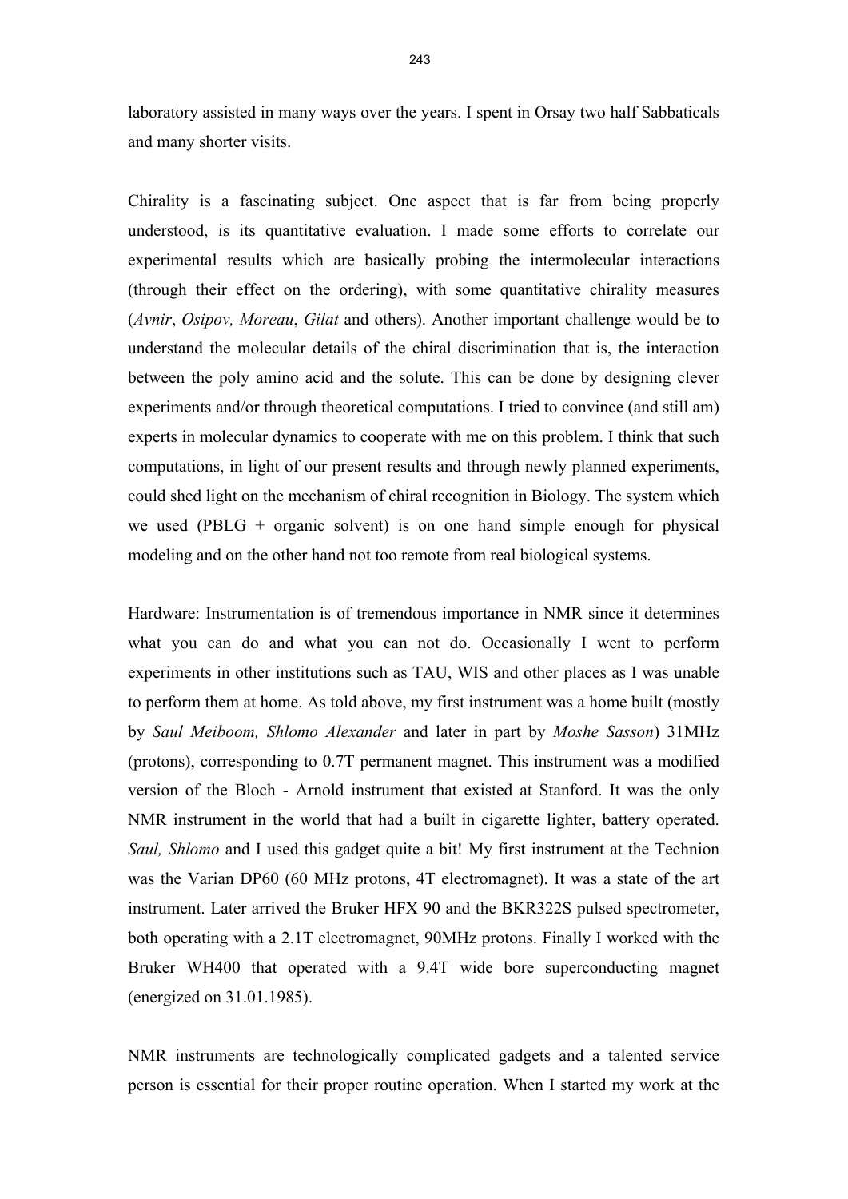laboratory assisted in many ways over the years. I spent in Orsay two half Sabbaticals and many shorter visits.

Chirality is a fascinating subject. One aspect that is far from being properly understood, is its quantitative evaluation. I made some efforts to correlate our experimental results which are basically probing the intermolecular interactions (through their effect on the ordering), with some quantitative chirality measures (*Avnir*, *Osipov, Moreau*, *Gilat* and others). Another important challenge would be to understand the molecular details of the chiral discrimination that is, the interaction between the poly amino acid and the solute. This can be done by designing clever experiments and/or through theoretical computations. I tried to convince (and still am) experts in molecular dynamics to cooperate with me on this problem. I think that such computations, in light of our present results and through newly planned experiments, could shed light on the mechanism of chiral recognition in Biology. The system which we used (PBLG + organic solvent) is on one hand simple enough for physical modeling and on the other hand not too remote from real biological systems.

Hardware: Instrumentation is of tremendous importance in NMR since it determines what you can do and what you can not do. Occasionally I went to perform experiments in other institutions such as TAU, WIS and other places as I was unable to perform them at home. As told above, my first instrument was a home built (mostly by *Saul Meiboom, Shlomo Alexander* and later in part by *Moshe Sasson*) 31MHz (protons), corresponding to 0.7T permanent magnet. This instrument was a modified version of the Bloch - Arnold instrument that existed at Stanford. It was the only NMR instrument in the world that had a built in cigarette lighter, battery operated. *Saul, Shlomo* and I used this gadget quite a bit! My first instrument at the Technion was the Varian DP60 (60 MHz protons, 4T electromagnet). It was a state of the art instrument. Later arrived the Bruker HFX 90 and the BKR322S pulsed spectrometer, both operating with a 2.1T electromagnet, 90MHz protons. Finally I worked with the Bruker WH400 that operated with a 9.4T wide bore superconducting magnet (energized on 31.01.1985).

NMR instruments are technologically complicated gadgets and a talented service person is essential for their proper routine operation. When I started my work at the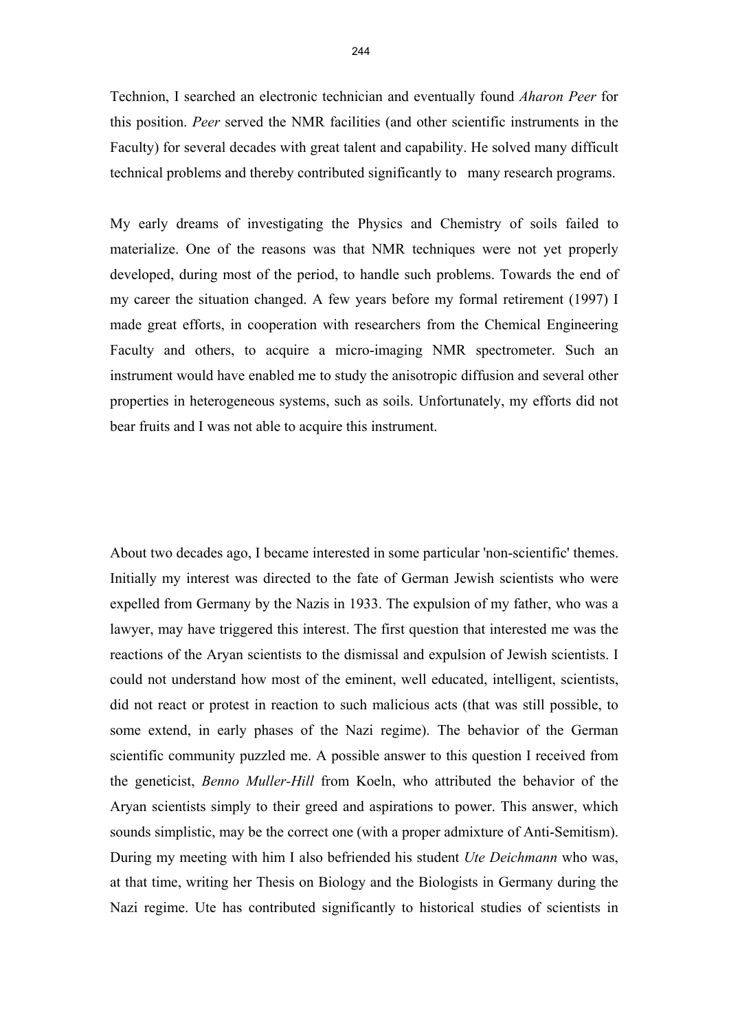Technion, I searched an electronic technician and eventually found *Aharon Peer* for this position. *Peer* served the NMR facilities (and other scientific instruments in the Faculty) for several decades with great talent and capability. He solved many difficult technical problems and thereby contributed significantly to many research programs.

My early dreams of investigating the Physics and Chemistry of soils failed to materialize. One of the reasons was that NMR techniques were not yet properly developed, during most of the period, to handle such problems. Towards the end of my career the situation changed. A few years before my formal retirement (1997) I made great efforts, in cooperation with researchers from the Chemical Engineering Faculty and others, to acquire a micro-imaging NMR spectrometer. Such an instrument would have enabled me to study the anisotropic diffusion and several other properties in heterogeneous systems, such as soils. Unfortunately, my efforts did not bear fruits and I was not able to acquire this instrument.

About two decades ago, I became interested in some particular 'non-scientific' themes. Initially my interest was directed to the fate of German Jewish scientists who were expelled from Germany by the Nazis in 1933. The expulsion of my father, who was a lawyer, may have triggered this interest. The first question that interested me was the reactions of the Aryan scientists to the dismissal and expulsion of Jewish scientists. I could not understand how most of the eminent, well educated, intelligent, scientists, did not react or protest in reaction to such malicious acts (that was still possible, to some extend, in early phases of the Nazi regime). The behavior of the German scientific community puzzled me. A possible answer to this question I received from the geneticist, *Benno Muller-Hill* from Koeln, who attributed the behavior of the Aryan scientists simply to their greed and aspirations to power. This answer, which sounds simplistic, may be the correct one (with a proper admixture of Anti-Semitism). During my meeting with him I also befriended his student *Ute Deichmann* who was, at that time, writing her Thesis on Biology and the Biologists in Germany during the Nazi regime. Ute has contributed significantly to historical studies of scientists in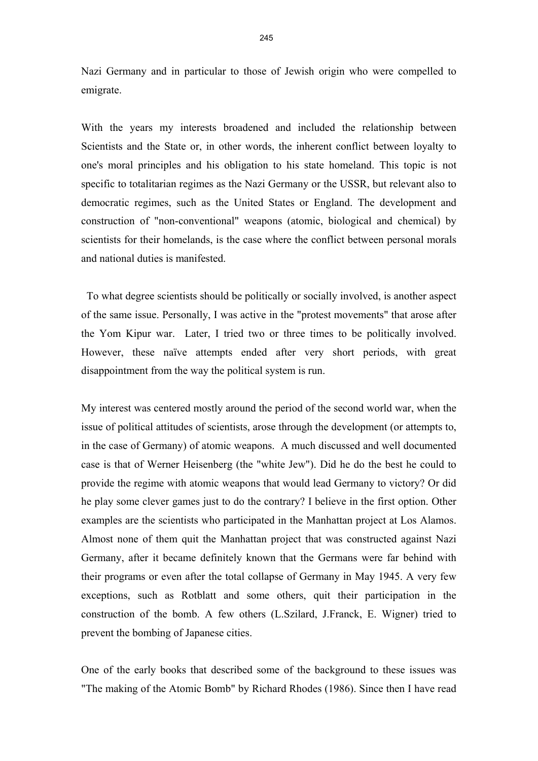Nazi Germany and in particular to those of Jewish origin who were compelled to emigrate.

With the years my interests broadened and included the relationship between Scientists and the State or, in other words, the inherent conflict between loyalty to one's moral principles and his obligation to his state homeland. This topic is not specific to totalitarian regimes as the Nazi Germany or the USSR, but relevant also to democratic regimes, such as the United States or England. The development and construction of "non-conventional" weapons (atomic, biological and chemical) by scientists for their homelands, is the case where the conflict between personal morals and national duties is manifested.

To what degree scientists should be politically or socially involved, is another aspect of the same issue. Personally, I was active in the "protest movements" that arose after the Yom Kipur war. Later, I tried two or three times to be politically involved. However, these naïve attempts ended after very short periods, with great disappointment from the way the political system is run.

My interest was centered mostly around the period of the second world war, when the issue of political attitudes of scientists, arose through the development (or attempts to, in the case of Germany) of atomic weapons. A much discussed and well documented case is that of Werner Heisenberg (the "white Jew"). Did he do the best he could to provide the regime with atomic weapons that would lead Germany to victory? Or did he play some clever games just to do the contrary? I believe in the first option. Other examples are the scientists who participated in the Manhattan project at Los Alamos. Almost none of them quit the Manhattan project that was constructed against Nazi Germany, after it became definitely known that the Germans were far behind with their programs or even after the total collapse of Germany in May 1945. A very few exceptions, such as Rotblatt and some others, quit their participation in the construction of the bomb. A few others (L.Szilard, J.Franck, E. Wigner) tried to prevent the bombing of Japanese cities.

One of the early books that described some of the background to these issues was "The making of the Atomic Bomb" by Richard Rhodes (1986). Since then I have read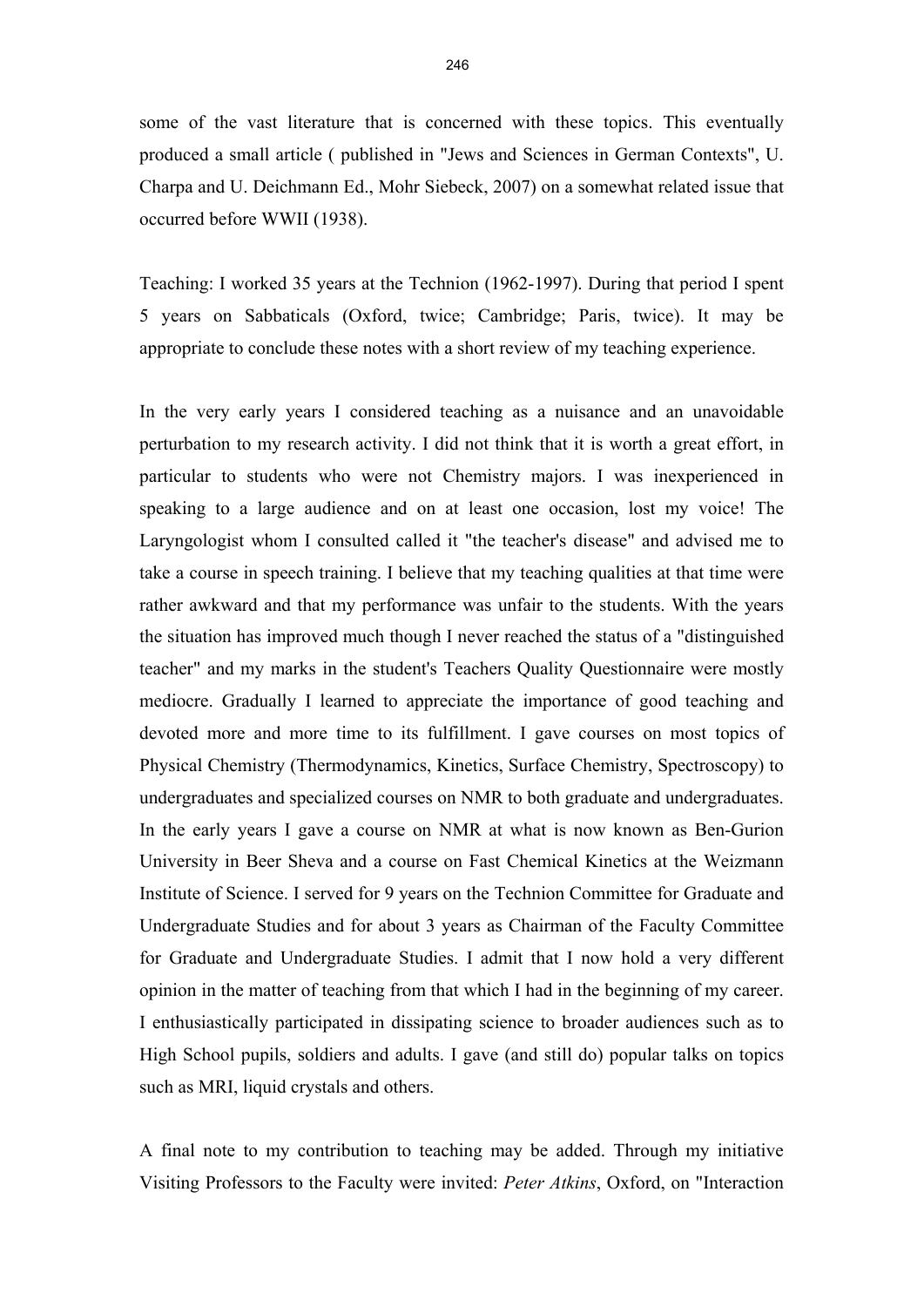some of the vast literature that is concerned with these topics. This eventually produced a small article ( published in "Jews and Sciences in German Contexts", U. Charpa and U. Deichmann Ed., Mohr Siebeck, 2007) on a somewhat related issue that occurred before WWII (1938).

Teaching: I worked 35 years at the Technion (1962-1997). During that period I spent 5 years on Sabbaticals (Oxford, twice; Cambridge; Paris, twice). It may be appropriate to conclude these notes with a short review of my teaching experience.

In the very early years I considered teaching as a nuisance and an unavoidable perturbation to my research activity. I did not think that it is worth a great effort, in particular to students who were not Chemistry majors. I was inexperienced in speaking to a large audience and on at least one occasion, lost my voice! The Laryngologist whom I consulted called it "the teacher's disease" and advised me to take a course in speech training. I believe that my teaching qualities at that time were rather awkward and that my performance was unfair to the students. With the years the situation has improved much though I never reached the status of a "distinguished teacher" and my marks in the student's Teachers Quality Questionnaire were mostly mediocre. Gradually I learned to appreciate the importance of good teaching and devoted more and more time to its fulfillment. I gave courses on most topics of Physical Chemistry (Thermodynamics, Kinetics, Surface Chemistry, Spectroscopy) to undergraduates and specialized courses on NMR to both graduate and undergraduates. In the early years I gave a course on NMR at what is now known as Ben-Gurion University in Beer Sheva and a course on Fast Chemical Kinetics at the Weizmann Institute of Science. I served for 9 years on the Technion Committee for Graduate and Undergraduate Studies and for about 3 years as Chairman of the Faculty Committee for Graduate and Undergraduate Studies. I admit that I now hold a very different opinion in the matter of teaching from that which I had in the beginning of my career. I enthusiastically participated in dissipating science to broader audiences such as to High School pupils, soldiers and adults. I gave (and still do) popular talks on topics such as MRI, liquid crystals and others.

A final note to my contribution to teaching may be added. Through my initiative Visiting Professors to the Faculty were invited: *Peter Atkins*, Oxford, on "Interaction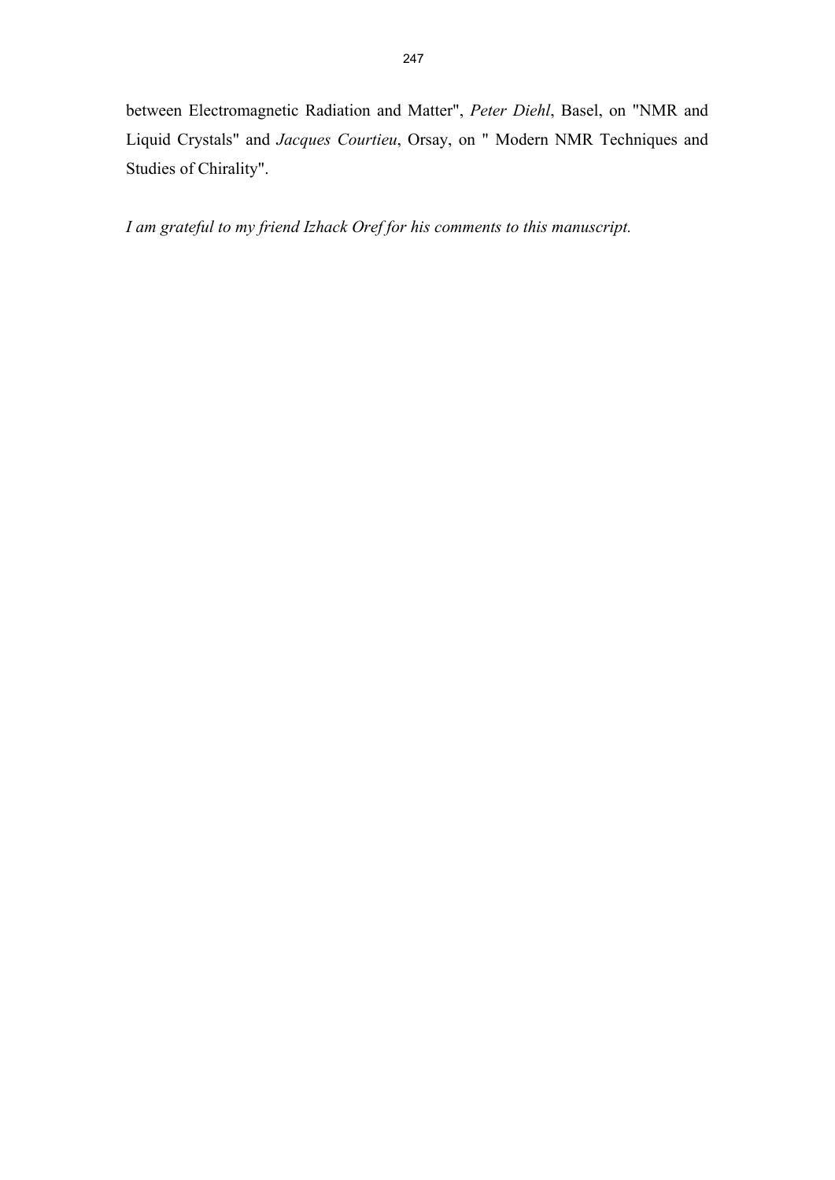between Electromagnetic Radiation and Matter", *Peter Diehl*, Basel, on "NMR and Liquid Crystals" and *Jacques Courtieu*, Orsay, on " Modern NMR Techniques and Studies of Chirality".

*I am grateful to my friend Izhack Oref for his comments to this manuscript.*